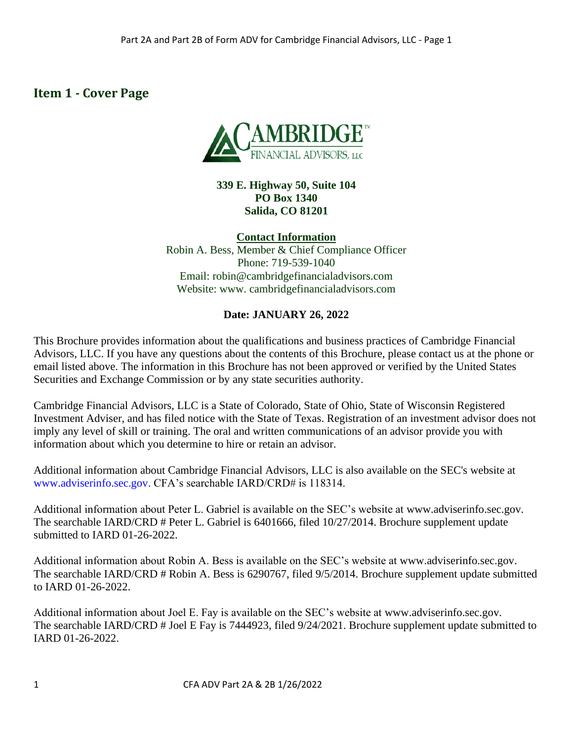## Item 1 - Cover Page

**339 E. Highway 50, Suite 104**
**PO Box 1340**
**Salida, CO 81201**

**Contact Information**
Robin A. Bess, Member & Chief Compliance Officer
Phone: 719-539-1040
Email: robin@cambridgefinancialadvisors.com
Website: www. cambridgefinancialadvisors.com

**Date: JANUARY 26, 2022**

This Brochure provides information about the qualifications and business practices of Cambridge Financial Advisors, LLC. If you have any questions about the contents of this Brochure, please contact us at the phone or email listed above. The information in this Brochure has not been approved or verified by the United States Securities and Exchange Commission or by any state securities authority.

Cambridge Financial Advisors, LLC is a State of Colorado, State of Ohio, State of Wisconsin Registered Investment Adviser, and has filed notice with the State of Texas. Registration of an investment advisor does not imply any level of skill or training. The oral and written communications of an advisor provide you with information about which you determine to hire or retain an advisor.

Additional information about Cambridge Financial Advisors, LLC is also available on the SEC's website at www.adviserinfo.sec.gov. CFA's searchable IARD/CRD# is 118314.

Additional information about Peter L. Gabriel is available on the SEC's website at www.adviserinfo.sec.gov. The searchable IARD/CRD # Peter L. Gabriel is 6401666, filed 10/27/2014. Brochure supplement update submitted to IARD 01-26-2022.

Additional information about Robin A. Bess is available on the SEC's website at www.adviserinfo.sec.gov. The searchable IARD/CRD # Robin A. Bess is 6290767, filed 9/5/2014. Brochure supplement update submitted to IARD 01-26-2022.

Additional information about Joel E. Fay is available on the SEC's website at www.adviserinfo.sec.gov. The searchable IARD/CRD # Joel E Fay is 7444923, filed 9/24/2021. Brochure supplement update submitted to IARD 01-26-2022.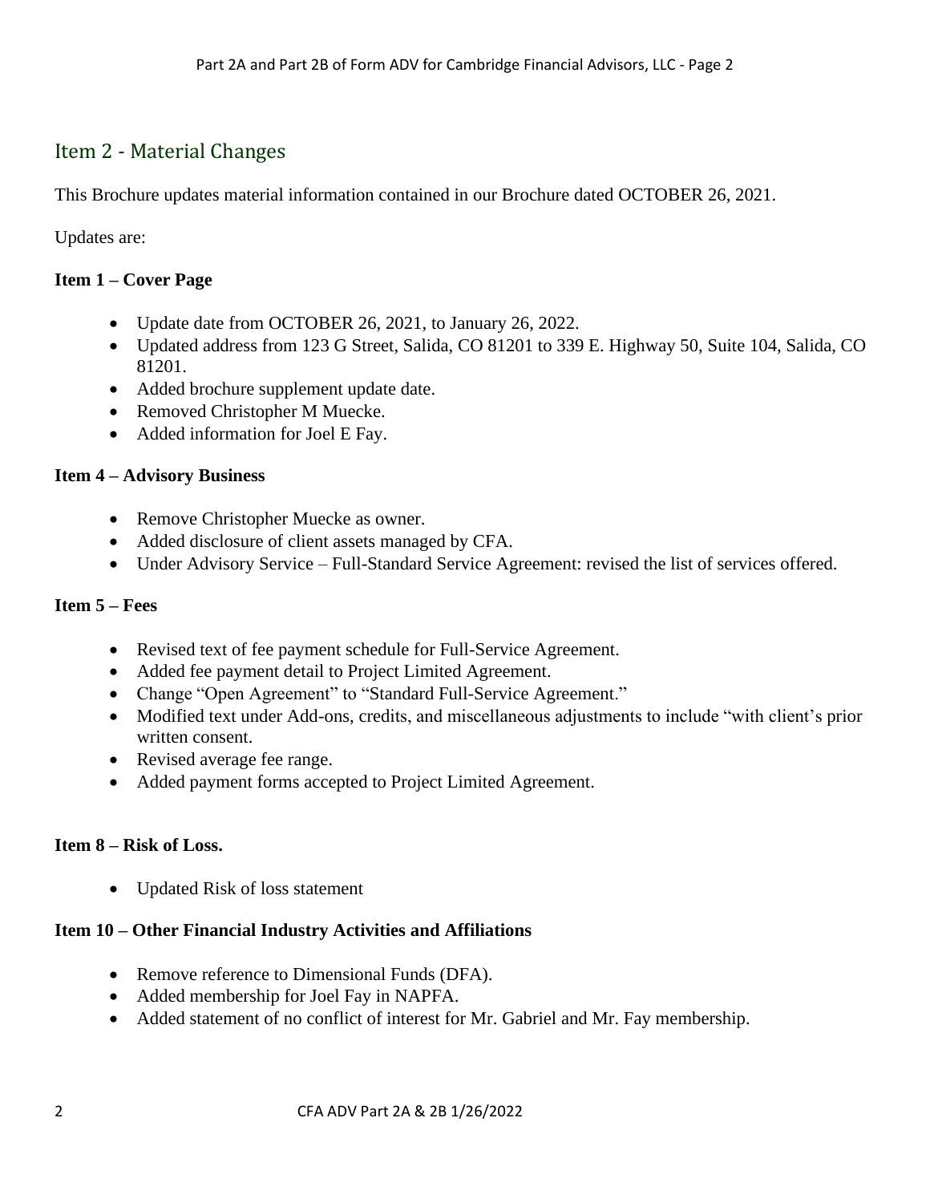## Item 2 - Material Changes

This Brochure updates material information contained in our Brochure dated OCTOBER 26, 2021.

Updates are:

**Item 1 – Cover Page**

- Update date from OCTOBER 26, 2021, to January 26, 2022.
- Updated address from 123 G Street, Salida, CO 81201 to 339 E. Highway 50, Suite 104, Salida, CO 81201.
- Added brochure supplement update date.
- Removed Christopher M Muecke.
- Added information for Joel E Fay.

**Item 4 – Advisory Business**

- Remove Christopher Muecke as owner.
- Added disclosure of client assets managed by CFA.
- Under Advisory Service – Full-Standard Service Agreement: revised the list of services offered.

**Item 5 – Fees**

- Revised text of fee payment schedule for Full-Service Agreement.
- Added fee payment detail to Project Limited Agreement.
- Change "Open Agreement" to "Standard Full-Service Agreement."
- Modified text under Add-ons, credits, and miscellaneous adjustments to include "with client's prior written consent.
- Revised average fee range.
- Added payment forms accepted to Project Limited Agreement.

**Item 8 – Risk of Loss.**

- Updated Risk of loss statement

**Item 10 – Other Financial Industry Activities and Affiliations**

- Remove reference to Dimensional Funds (DFA).
- Added membership for Joel Fay in NAPFA.
- Added statement of no conflict of interest for Mr. Gabriel and Mr. Fay membership.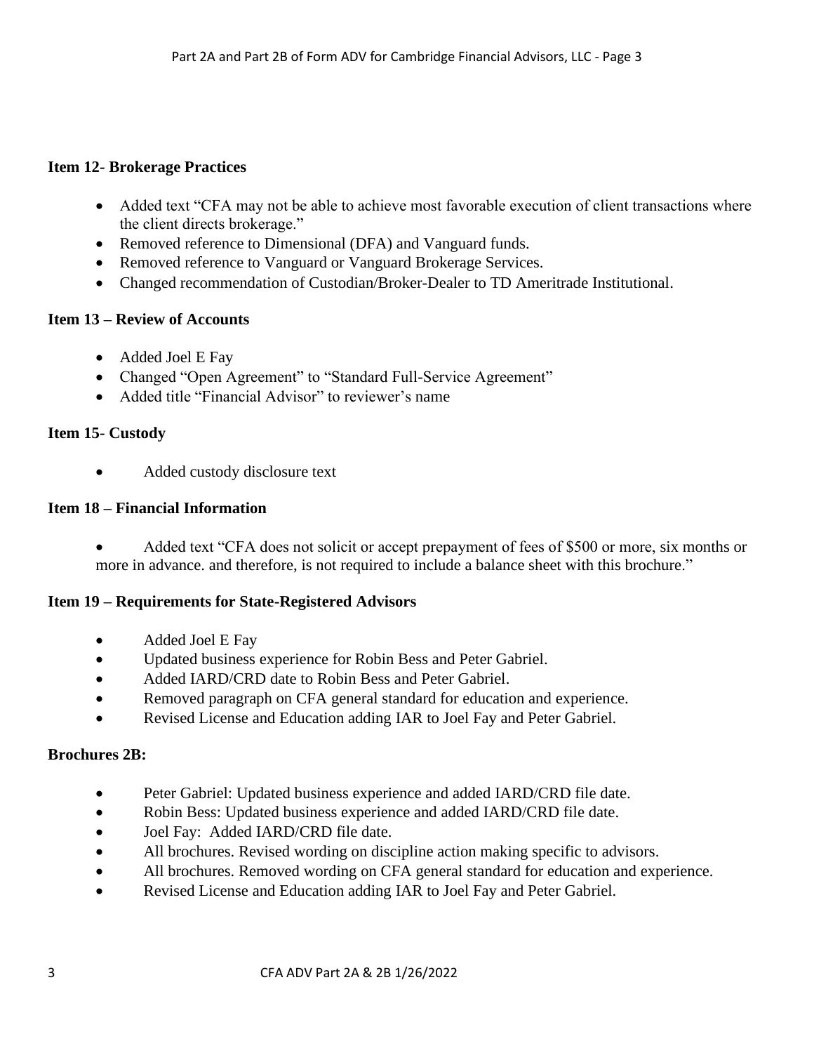**Item 12- Brokerage Practices**

- Added text "CFA may not be able to achieve most favorable execution of client transactions where the client directs brokerage."
- Removed reference to Dimensional (DFA) and Vanguard funds.
- Removed reference to Vanguard or Vanguard Brokerage Services.
- Changed recommendation of Custodian/Broker-Dealer to TD Ameritrade Institutional.

**Item 13 – Review of Accounts**

- Added Joel E Fay
- Changed "Open Agreement" to "Standard Full-Service Agreement"
- Added title "Financial Advisor" to reviewer's name

**Item 15- Custody**

- Added custody disclosure text

**Item 18 – Financial Information**

- Added text "CFA does not solicit or accept prepayment of fees of $500 or more, six months or more in advance. and therefore, is not required to include a balance sheet with this brochure."

**Item 19 – Requirements for State-Registered Advisors**

- Added Joel E Fay
- Updated business experience for Robin Bess and Peter Gabriel.
- Added IARD/CRD date to Robin Bess and Peter Gabriel.
- Removed paragraph on CFA general standard for education and experience.
- Revised License and Education adding IAR to Joel Fay and Peter Gabriel.

**Brochures 2B:**

- Peter Gabriel: Updated business experience and added IARD/CRD file date.
- Robin Bess: Updated business experience and added IARD/CRD file date.
- Joel Fay: Added IARD/CRD file date.
- All brochures. Revised wording on discipline action making specific to advisors.
- All brochures. Removed wording on CFA general standard for education and experience.
- Revised License and Education adding IAR to Joel Fay and Peter Gabriel.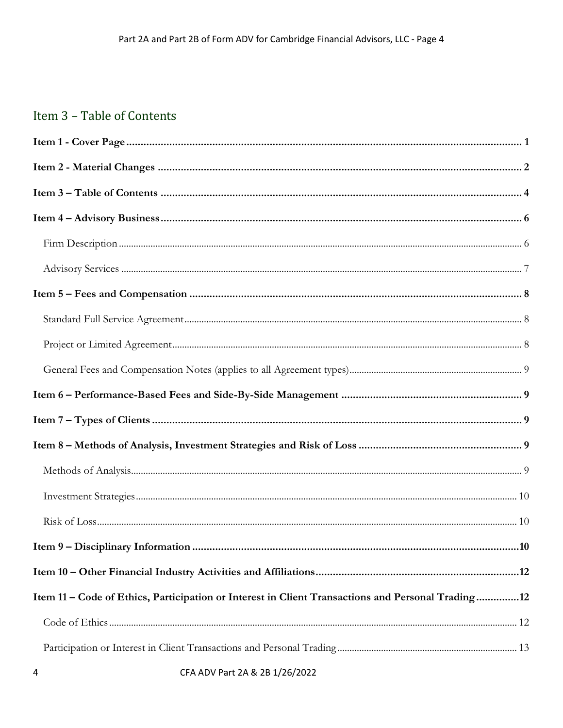## Item 3 – Table of Contents

**Item 1 - Cover Page** ........ 1

**Item 2 - Material Changes** ........ 2

**Item 3 – Table of Contents** ........ 4

**Item 4 – Advisory Business** ........ 6

Firm Description ........ 6

Advisory Services ........ 7

**Item 5 – Fees and Compensation** ........ 8

Standard Full Service Agreement ........ 8

Project or Limited Agreement ........ 8

General Fees and Compensation Notes (applies to all Agreement types) ........ 9

**Item 6 – Performance-Based Fees and Side-By-Side Management** ........ 9

**Item 7 – Types of Clients** ........ 9

**Item 8 – Methods of Analysis, Investment Strategies and Risk of Loss** ........ 9

Methods of Analysis ........ 9

Investment Strategies ........ 10

Risk of Loss ........ 10

**Item 9 – Disciplinary Information** ........ 10

**Item 10 – Other Financial Industry Activities and Affiliations** ........ 12

**Item 11 – Code of Ethics, Participation or Interest in Client Transactions and Personal Trading** ........ 12

Code of Ethics ........ 12

Participation or Interest in Client Transactions and Personal Trading ........ 13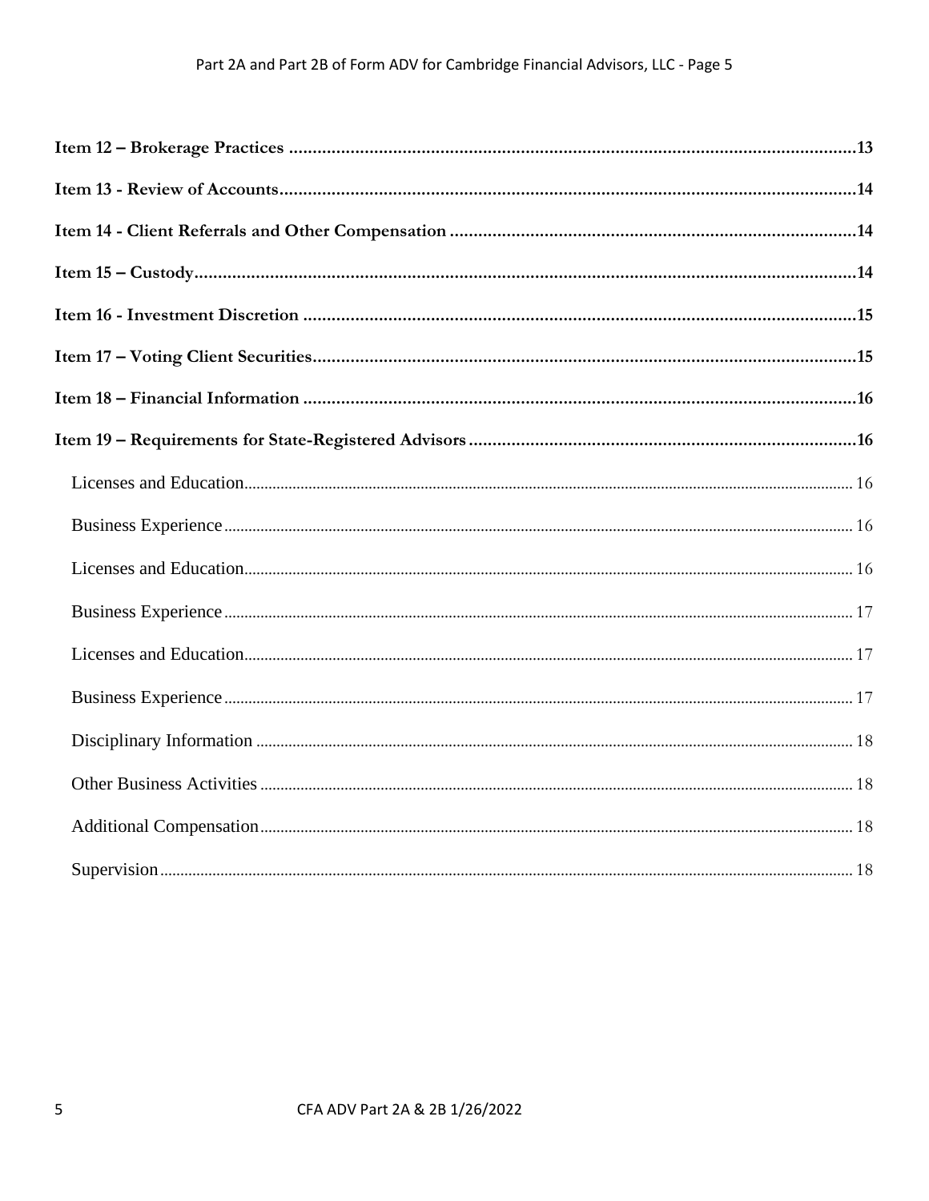**Item 12 – Brokerage Practices** .......................................................................................................................13

**Item 13 - Review of Accounts**..........................................................................................................................14

**Item 14 - Client Referrals and Other Compensation** ....................................................................................14

**Item 15 – Custody**............................................................................................................................................14

**Item 16 - Investment Discretion** ....................................................................................................................15

**Item 17 – Voting Client Securities**..................................................................................................................15

**Item 18 – Financial Information** .....................................................................................................................16

**Item 19 – Requirements for State-Registered Advisors** ...................................................................................16

- Licenses and Education............................................................................................................................ 16
- Business Experience.................................................................................................................................. 16
- Licenses and Education............................................................................................................................ 16
- Business Experience.................................................................................................................................. 17
- Licenses and Education............................................................................................................................ 17
- Business Experience.................................................................................................................................. 17
- Disciplinary Information .......................................................................................................................... 18
- Other Business Activities .......................................................................................................................... 18
- Additional Compensation.......................................................................................................................... 18
- Supervision................................................................................................................................................ 18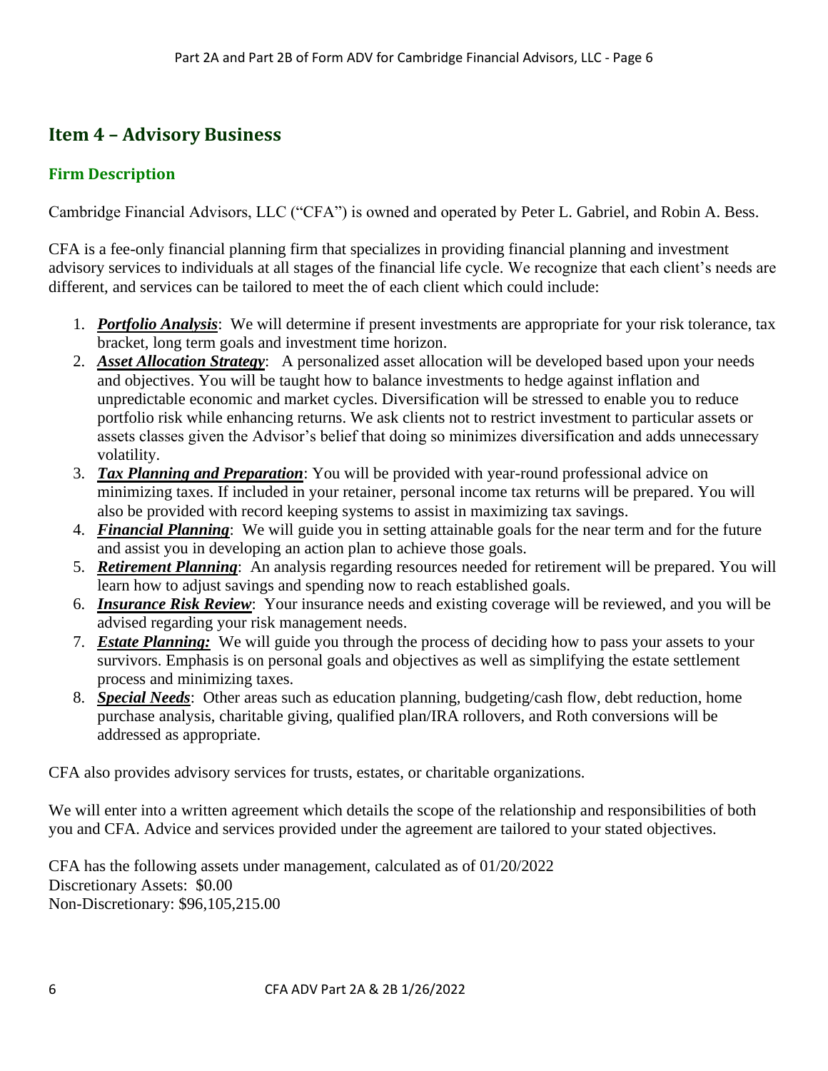## Item 4 – Advisory Business

### Firm Description

Cambridge Financial Advisors, LLC ("CFA") is owned and operated by Peter L. Gabriel, and Robin A. Bess.

CFA is a fee-only financial planning firm that specializes in providing financial planning and investment advisory services to individuals at all stages of the financial life cycle. We recognize that each client's needs are different, and services can be tailored to meet the of each client which could include:

1. ***Portfolio Analysis***: We will determine if present investments are appropriate for your risk tolerance, tax bracket, long term goals and investment time horizon.
2. ***Asset Allocation Strategy***: A personalized asset allocation will be developed based upon your needs and objectives. You will be taught how to balance investments to hedge against inflation and unpredictable economic and market cycles. Diversification will be stressed to enable you to reduce portfolio risk while enhancing returns. We ask clients not to restrict investment to particular assets or assets classes given the Advisor's belief that doing so minimizes diversification and adds unnecessary volatility.
3. ***Tax Planning and Preparation***: You will be provided with year-round professional advice on minimizing taxes. If included in your retainer, personal income tax returns will be prepared. You will also be provided with record keeping systems to assist in maximizing tax savings.
4. ***Financial Planning***: We will guide you in setting attainable goals for the near term and for the future and assist you in developing an action plan to achieve those goals.
5. ***Retirement Planning***: An analysis regarding resources needed for retirement will be prepared. You will learn how to adjust savings and spending now to reach established goals.
6. ***Insurance Risk Review***: Your insurance needs and existing coverage will be reviewed, and you will be advised regarding your risk management needs.
7. ***Estate Planning:*** We will guide you through the process of deciding how to pass your assets to your survivors. Emphasis is on personal goals and objectives as well as simplifying the estate settlement process and minimizing taxes.
8. ***Special Needs***: Other areas such as education planning, budgeting/cash flow, debt reduction, home purchase analysis, charitable giving, qualified plan/IRA rollovers, and Roth conversions will be addressed as appropriate.

CFA also provides advisory services for trusts, estates, or charitable organizations.

We will enter into a written agreement which details the scope of the relationship and responsibilities of both you and CFA. Advice and services provided under the agreement are tailored to your stated objectives.

CFA has the following assets under management, calculated as of 01/20/2022
Discretionary Assets: $0.00
Non-Discretionary: $96,105,215.00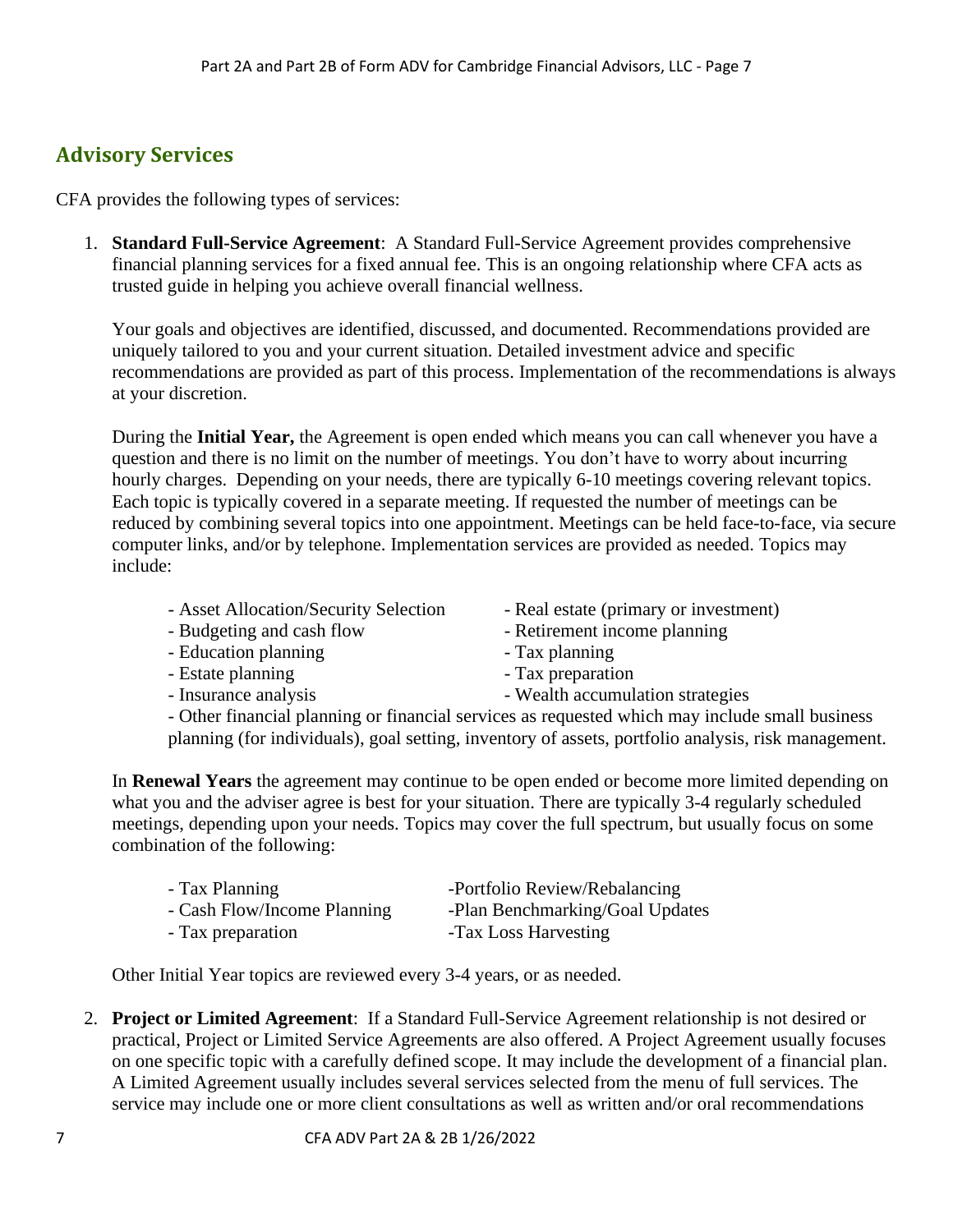## Advisory Services

CFA provides the following types of services:

1. **Standard Full-Service Agreement**: A Standard Full-Service Agreement provides comprehensive financial planning services for a fixed annual fee. This is an ongoing relationship where CFA acts as trusted guide in helping you achieve overall financial wellness.

   Your goals and objectives are identified, discussed, and documented. Recommendations provided are uniquely tailored to you and your current situation. Detailed investment advice and specific recommendations are provided as part of this process. Implementation of the recommendations is always at your discretion.

   During the **Initial Year,** the Agreement is open ended which means you can call whenever you have a question and there is no limit on the number of meetings. You don't have to worry about incurring hourly charges. Depending on your needs, there are typically 6-10 meetings covering relevant topics. Each topic is typically covered in a separate meeting. If requested the number of meetings can be reduced by combining several topics into one appointment. Meetings can be held face-to-face, via secure computer links, and/or by telephone. Implementation services are provided as needed. Topics may include:

   - Asset Allocation/Security Selection
   - Budgeting and cash flow
   - Education planning
   - Estate planning
   - Insurance analysis
   - Real estate (primary or investment)
   - Retirement income planning
   - Tax planning
   - Tax preparation
   - Wealth accumulation strategies
   - Other financial planning or financial services as requested which may include small business planning (for individuals), goal setting, inventory of assets, portfolio analysis, risk management.

   In **Renewal Years** the agreement may continue to be open ended or become more limited depending on what you and the adviser agree is best for your situation. There are typically 3-4 regularly scheduled meetings, depending upon your needs. Topics may cover the full spectrum, but usually focus on some combination of the following:

   - Tax Planning
   - Cash Flow/Income Planning
   - Tax preparation
   - Portfolio Review/Rebalancing
   - Plan Benchmarking/Goal Updates
   - Tax Loss Harvesting

   Other Initial Year topics are reviewed every 3-4 years, or as needed.

2. **Project or Limited Agreement**: If a Standard Full-Service Agreement relationship is not desired or practical, Project or Limited Service Agreements are also offered. A Project Agreement usually focuses on one specific topic with a carefully defined scope. It may include the development of a financial plan. A Limited Agreement usually includes several services selected from the menu of full services. The service may include one or more client consultations as well as written and/or oral recommendations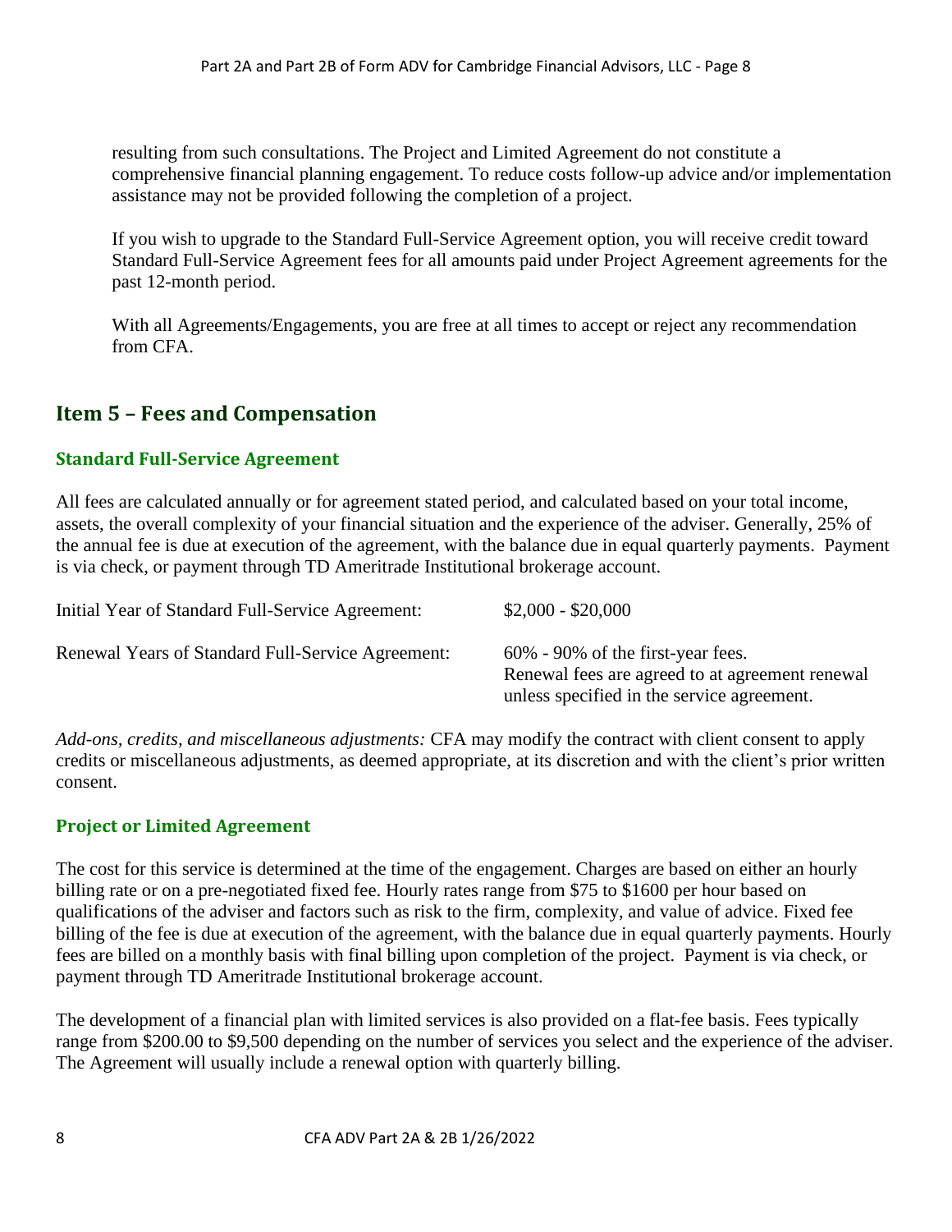resulting from such consultations. The Project and Limited Agreement do not constitute a comprehensive financial planning engagement. To reduce costs follow-up advice and/or implementation assistance may not be provided following the completion of a project.

If you wish to upgrade to the Standard Full-Service Agreement option, you will receive credit toward Standard Full-Service Agreement fees for all amounts paid under Project Agreement agreements for the past 12-month period.

With all Agreements/Engagements, you are free at all times to accept or reject any recommendation from CFA.

## Item 5 – Fees and Compensation

### Standard Full-Service Agreement

All fees are calculated annually or for agreement stated period, and calculated based on your total income, assets, the overall complexity of your financial situation and the experience of the adviser. Generally, 25% of the annual fee is due at execution of the agreement, with the balance due in equal quarterly payments. Payment is via check, or payment through TD Ameritrade Institutional brokerage account.

| | |
|---|---|
| Initial Year of Standard Full-Service Agreement: | $2,000 - $20,000 |
| Renewal Years of Standard Full-Service Agreement: | 60% - 90% of the first-year fees. Renewal fees are agreed to at agreement renewal unless specified in the service agreement. |

*Add-ons, credits, and miscellaneous adjustments:* CFA may modify the contract with client consent to apply credits or miscellaneous adjustments, as deemed appropriate, at its discretion and with the client's prior written consent.

### Project or Limited Agreement

The cost for this service is determined at the time of the engagement. Charges are based on either an hourly billing rate or on a pre-negotiated fixed fee. Hourly rates range from $75 to $1600 per hour based on qualifications of the adviser and factors such as risk to the firm, complexity, and value of advice. Fixed fee billing of the fee is due at execution of the agreement, with the balance due in equal quarterly payments. Hourly fees are billed on a monthly basis with final billing upon completion of the project. Payment is via check, or payment through TD Ameritrade Institutional brokerage account.

The development of a financial plan with limited services is also provided on a flat-fee basis. Fees typically range from $200.00 to $9,500 depending on the number of services you select and the experience of the adviser. The Agreement will usually include a renewal option with quarterly billing.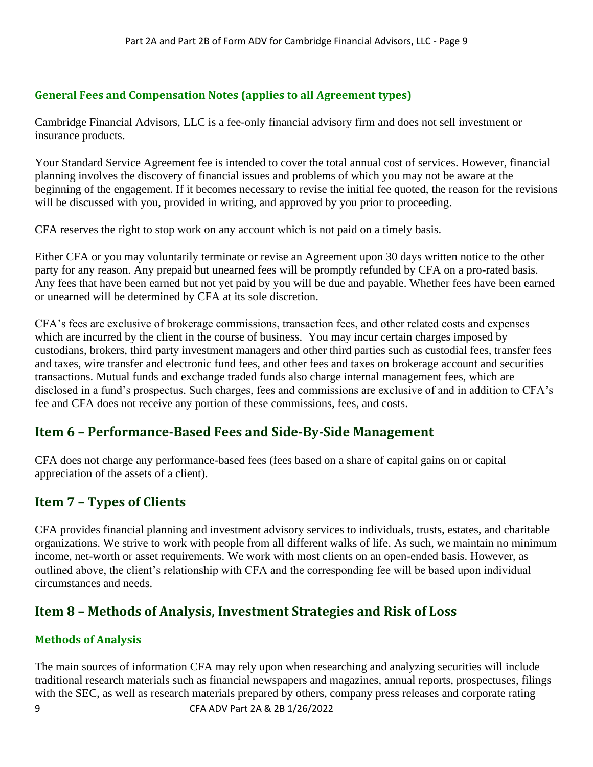### General Fees and Compensation Notes (applies to all Agreement types)

Cambridge Financial Advisors, LLC is a fee-only financial advisory firm and does not sell investment or insurance products.

Your Standard Service Agreement fee is intended to cover the total annual cost of services. However, financial planning involves the discovery of financial issues and problems of which you may not be aware at the beginning of the engagement. If it becomes necessary to revise the initial fee quoted, the reason for the revisions will be discussed with you, provided in writing, and approved by you prior to proceeding.

CFA reserves the right to stop work on any account which is not paid on a timely basis.

Either CFA or you may voluntarily terminate or revise an Agreement upon 30 days written notice to the other party for any reason. Any prepaid but unearned fees will be promptly refunded by CFA on a pro-rated basis. Any fees that have been earned but not yet paid by you will be due and payable. Whether fees have been earned or unearned will be determined by CFA at its sole discretion.

CFA's fees are exclusive of brokerage commissions, transaction fees, and other related costs and expenses which are incurred by the client in the course of business. You may incur certain charges imposed by custodians, brokers, third party investment managers and other third parties such as custodial fees, transfer fees and taxes, wire transfer and electronic fund fees, and other fees and taxes on brokerage account and securities transactions. Mutual funds and exchange traded funds also charge internal management fees, which are disclosed in a fund's prospectus. Such charges, fees and commissions are exclusive of and in addition to CFA's fee and CFA does not receive any portion of these commissions, fees, and costs.

## Item 6 – Performance-Based Fees and Side-By-Side Management

CFA does not charge any performance-based fees (fees based on a share of capital gains on or capital appreciation of the assets of a client).

## Item 7 – Types of Clients

CFA provides financial planning and investment advisory services to individuals, trusts, estates, and charitable organizations. We strive to work with people from all different walks of life. As such, we maintain no minimum income, net-worth or asset requirements. We work with most clients on an open-ended basis. However, as outlined above, the client's relationship with CFA and the corresponding fee will be based upon individual circumstances and needs.

## Item 8 – Methods of Analysis, Investment Strategies and Risk of Loss

### Methods of Analysis

The main sources of information CFA may rely upon when researching and analyzing securities will include traditional research materials such as financial newspapers and magazines, annual reports, prospectuses, filings with the SEC, as well as research materials prepared by others, company press releases and corporate rating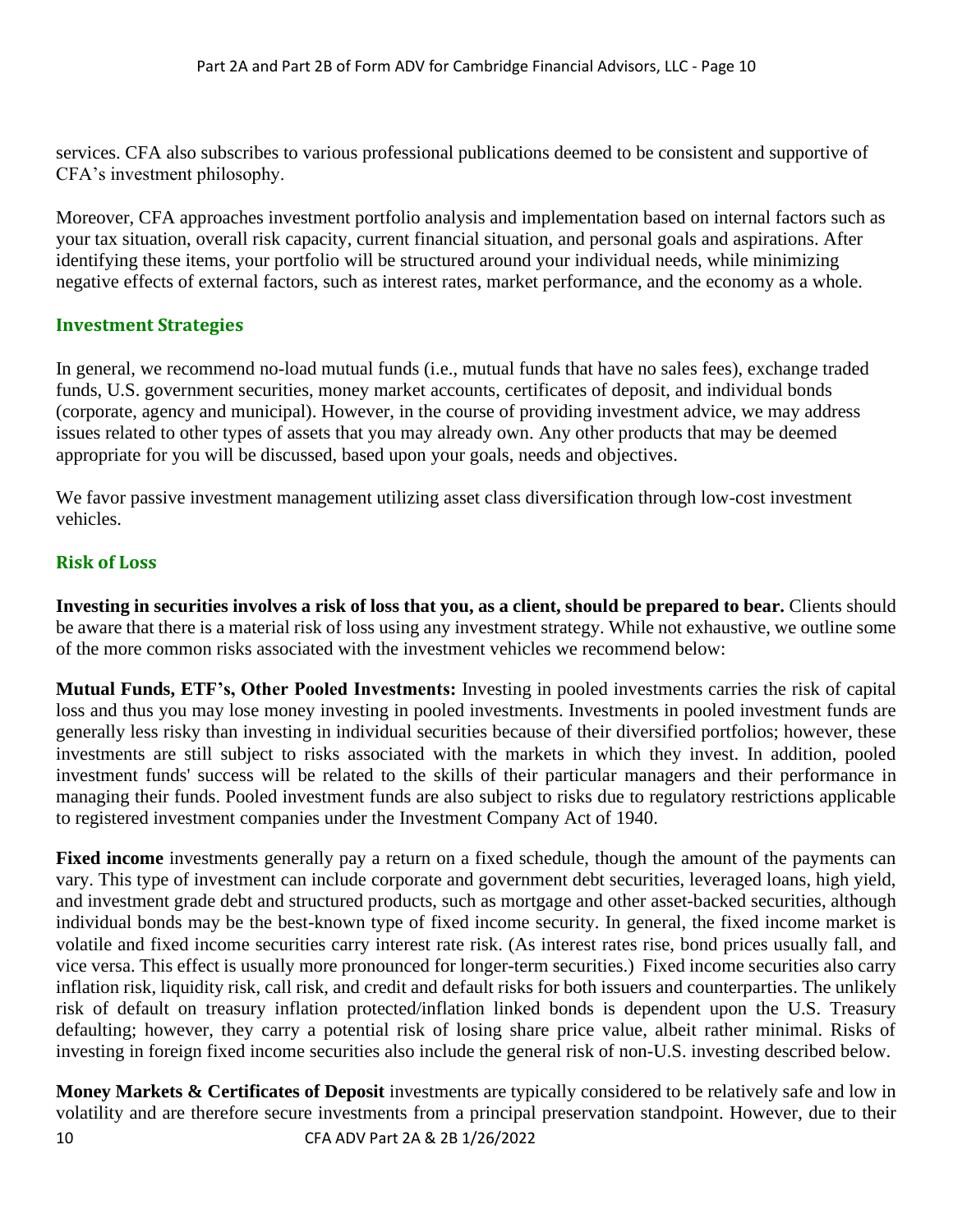services. CFA also subscribes to various professional publications deemed to be consistent and supportive of CFA's investment philosophy.

Moreover, CFA approaches investment portfolio analysis and implementation based on internal factors such as your tax situation, overall risk capacity, current financial situation, and personal goals and aspirations. After identifying these items, your portfolio will be structured around your individual needs, while minimizing negative effects of external factors, such as interest rates, market performance, and the economy as a whole.

## Investment Strategies

In general, we recommend no-load mutual funds (i.e., mutual funds that have no sales fees), exchange traded funds, U.S. government securities, money market accounts, certificates of deposit, and individual bonds (corporate, agency and municipal). However, in the course of providing investment advice, we may address issues related to other types of assets that you may already own. Any other products that may be deemed appropriate for you will be discussed, based upon your goals, needs and objectives.

We favor passive investment management utilizing asset class diversification through low-cost investment vehicles.

## Risk of Loss

**Investing in securities involves a risk of loss that you, as a client, should be prepared to bear.** Clients should be aware that there is a material risk of loss using any investment strategy. While not exhaustive, we outline some of the more common risks associated with the investment vehicles we recommend below:

**Mutual Funds, ETF's, Other Pooled Investments:** Investing in pooled investments carries the risk of capital loss and thus you may lose money investing in pooled investments. Investments in pooled investment funds are generally less risky than investing in individual securities because of their diversified portfolios; however, these investments are still subject to risks associated with the markets in which they invest. In addition, pooled investment funds' success will be related to the skills of their particular managers and their performance in managing their funds. Pooled investment funds are also subject to risks due to regulatory restrictions applicable to registered investment companies under the Investment Company Act of 1940.

**Fixed income** investments generally pay a return on a fixed schedule, though the amount of the payments can vary. This type of investment can include corporate and government debt securities, leveraged loans, high yield, and investment grade debt and structured products, such as mortgage and other asset-backed securities, although individual bonds may be the best-known type of fixed income security. In general, the fixed income market is volatile and fixed income securities carry interest rate risk. (As interest rates rise, bond prices usually fall, and vice versa. This effect is usually more pronounced for longer-term securities.) Fixed income securities also carry inflation risk, liquidity risk, call risk, and credit and default risks for both issuers and counterparties. The unlikely risk of default on treasury inflation protected/inflation linked bonds is dependent upon the U.S. Treasury defaulting; however, they carry a potential risk of losing share price value, albeit rather minimal. Risks of investing in foreign fixed income securities also include the general risk of non-U.S. investing described below.

**Money Markets & Certificates of Deposit** investments are typically considered to be relatively safe and low in volatility and are therefore secure investments from a principal preservation standpoint. However, due to their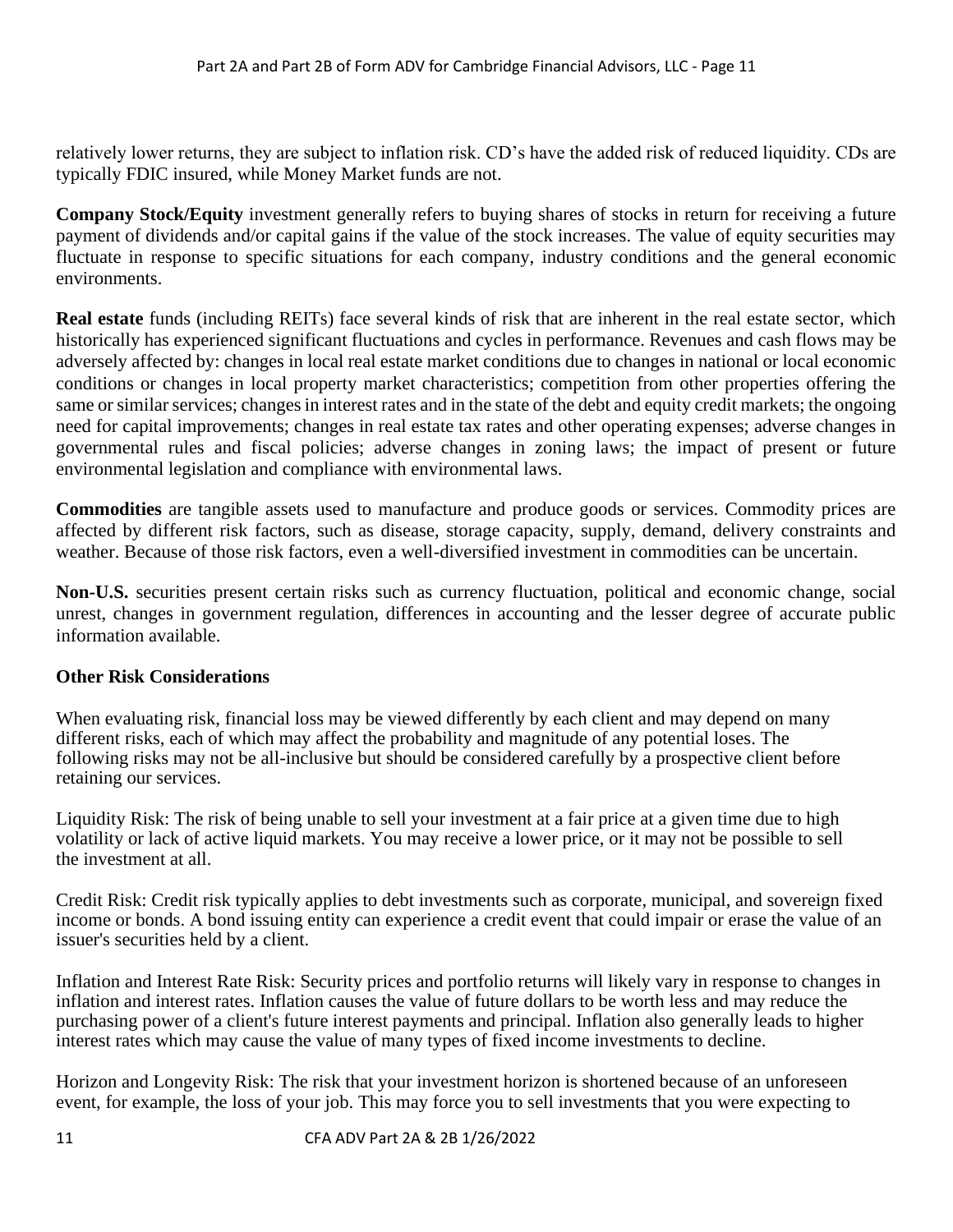relatively lower returns, they are subject to inflation risk. CD's have the added risk of reduced liquidity. CDs are typically FDIC insured, while Money Market funds are not.

**Company Stock/Equity** investment generally refers to buying shares of stocks in return for receiving a future payment of dividends and/or capital gains if the value of the stock increases. The value of equity securities may fluctuate in response to specific situations for each company, industry conditions and the general economic environments.

**Real estate** funds (including REITs) face several kinds of risk that are inherent in the real estate sector, which historically has experienced significant fluctuations and cycles in performance. Revenues and cash flows may be adversely affected by: changes in local real estate market conditions due to changes in national or local economic conditions or changes in local property market characteristics; competition from other properties offering the same or similar services; changes in interest rates and in the state of the debt and equity credit markets; the ongoing need for capital improvements; changes in real estate tax rates and other operating expenses; adverse changes in governmental rules and fiscal policies; adverse changes in zoning laws; the impact of present or future environmental legislation and compliance with environmental laws.

**Commodities** are tangible assets used to manufacture and produce goods or services. Commodity prices are affected by different risk factors, such as disease, storage capacity, supply, demand, delivery constraints and weather. Because of those risk factors, even a well-diversified investment in commodities can be uncertain.

**Non-U.S.** securities present certain risks such as currency fluctuation, political and economic change, social unrest, changes in government regulation, differences in accounting and the lesser degree of accurate public information available.

**Other Risk Considerations**

When evaluating risk, financial loss may be viewed differently by each client and may depend on many different risks, each of which may affect the probability and magnitude of any potential loses. The following risks may not be all-inclusive but should be considered carefully by a prospective client before retaining our services.

Liquidity Risk: The risk of being unable to sell your investment at a fair price at a given time due to high volatility or lack of active liquid markets. You may receive a lower price, or it may not be possible to sell the investment at all.

Credit Risk: Credit risk typically applies to debt investments such as corporate, municipal, and sovereign fixed income or bonds. A bond issuing entity can experience a credit event that could impair or erase the value of an issuer's securities held by a client.

Inflation and Interest Rate Risk: Security prices and portfolio returns will likely vary in response to changes in inflation and interest rates. Inflation causes the value of future dollars to be worth less and may reduce the purchasing power of a client's future interest payments and principal. Inflation also generally leads to higher interest rates which may cause the value of many types of fixed income investments to decline.

Horizon and Longevity Risk: The risk that your investment horizon is shortened because of an unforeseen event, for example, the loss of your job. This may force you to sell investments that you were expecting to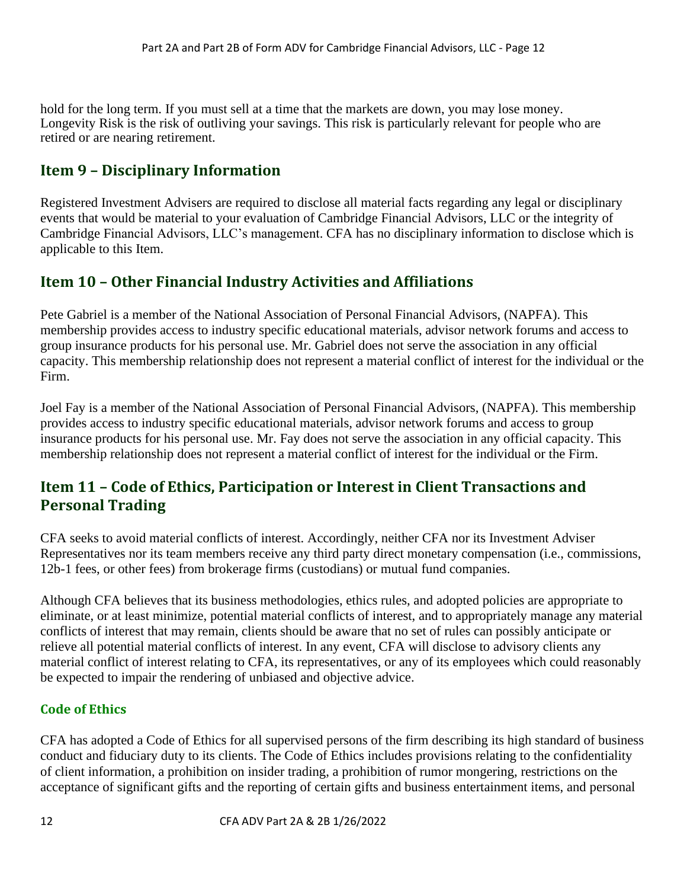hold for the long term. If you must sell at a time that the markets are down, you may lose money. Longevity Risk is the risk of outliving your savings. This risk is particularly relevant for people who are retired or are nearing retirement.

## Item 9 – Disciplinary Information

Registered Investment Advisers are required to disclose all material facts regarding any legal or disciplinary events that would be material to your evaluation of Cambridge Financial Advisors, LLC or the integrity of Cambridge Financial Advisors, LLC's management. CFA has no disciplinary information to disclose which is applicable to this Item.

## Item 10 – Other Financial Industry Activities and Affiliations

Pete Gabriel is a member of the National Association of Personal Financial Advisors, (NAPFA). This membership provides access to industry specific educational materials, advisor network forums and access to group insurance products for his personal use. Mr. Gabriel does not serve the association in any official capacity. This membership relationship does not represent a material conflict of interest for the individual or the Firm.

Joel Fay is a member of the National Association of Personal Financial Advisors, (NAPFA). This membership provides access to industry specific educational materials, advisor network forums and access to group insurance products for his personal use. Mr. Fay does not serve the association in any official capacity. This membership relationship does not represent a material conflict of interest for the individual or the Firm.

## Item 11 – Code of Ethics, Participation or Interest in Client Transactions and Personal Trading

CFA seeks to avoid material conflicts of interest. Accordingly, neither CFA nor its Investment Adviser Representatives nor its team members receive any third party direct monetary compensation (i.e., commissions, 12b-1 fees, or other fees) from brokerage firms (custodians) or mutual fund companies.

Although CFA believes that its business methodologies, ethics rules, and adopted policies are appropriate to eliminate, or at least minimize, potential material conflicts of interest, and to appropriately manage any material conflicts of interest that may remain, clients should be aware that no set of rules can possibly anticipate or relieve all potential material conflicts of interest. In any event, CFA will disclose to advisory clients any material conflict of interest relating to CFA, its representatives, or any of its employees which could reasonably be expected to impair the rendering of unbiased and objective advice.

### Code of Ethics

CFA has adopted a Code of Ethics for all supervised persons of the firm describing its high standard of business conduct and fiduciary duty to its clients. The Code of Ethics includes provisions relating to the confidentiality of client information, a prohibition on insider trading, a prohibition of rumor mongering, restrictions on the acceptance of significant gifts and the reporting of certain gifts and business entertainment items, and personal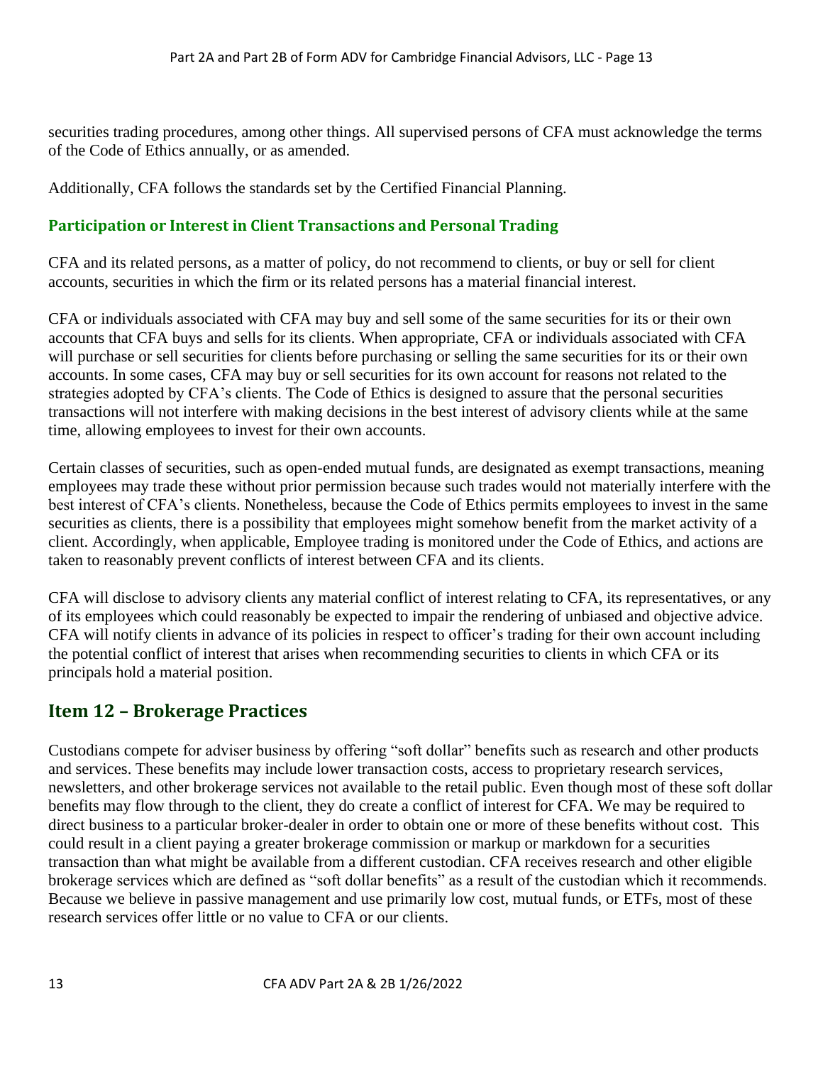securities trading procedures, among other things. All supervised persons of CFA must acknowledge the terms of the Code of Ethics annually, or as amended.

Additionally, CFA follows the standards set by the Certified Financial Planning.

### Participation or Interest in Client Transactions and Personal Trading

CFA and its related persons, as a matter of policy, do not recommend to clients, or buy or sell for client accounts, securities in which the firm or its related persons has a material financial interest.

CFA or individuals associated with CFA may buy and sell some of the same securities for its or their own accounts that CFA buys and sells for its clients. When appropriate, CFA or individuals associated with CFA will purchase or sell securities for clients before purchasing or selling the same securities for its or their own accounts. In some cases, CFA may buy or sell securities for its own account for reasons not related to the strategies adopted by CFA's clients. The Code of Ethics is designed to assure that the personal securities transactions will not interfere with making decisions in the best interest of advisory clients while at the same time, allowing employees to invest for their own accounts.

Certain classes of securities, such as open-ended mutual funds, are designated as exempt transactions, meaning employees may trade these without prior permission because such trades would not materially interfere with the best interest of CFA's clients. Nonetheless, because the Code of Ethics permits employees to invest in the same securities as clients, there is a possibility that employees might somehow benefit from the market activity of a client. Accordingly, when applicable, Employee trading is monitored under the Code of Ethics, and actions are taken to reasonably prevent conflicts of interest between CFA and its clients.

CFA will disclose to advisory clients any material conflict of interest relating to CFA, its representatives, or any of its employees which could reasonably be expected to impair the rendering of unbiased and objective advice. CFA will notify clients in advance of its policies in respect to officer's trading for their own account including the potential conflict of interest that arises when recommending securities to clients in which CFA or its principals hold a material position.

## Item 12 – Brokerage Practices

Custodians compete for adviser business by offering "soft dollar" benefits such as research and other products and services. These benefits may include lower transaction costs, access to proprietary research services, newsletters, and other brokerage services not available to the retail public. Even though most of these soft dollar benefits may flow through to the client, they do create a conflict of interest for CFA. We may be required to direct business to a particular broker-dealer in order to obtain one or more of these benefits without cost. This could result in a client paying a greater brokerage commission or markup or markdown for a securities transaction than what might be available from a different custodian. CFA receives research and other eligible brokerage services which are defined as "soft dollar benefits" as a result of the custodian which it recommends. Because we believe in passive management and use primarily low cost, mutual funds, or ETFs, most of these research services offer little or no value to CFA or our clients.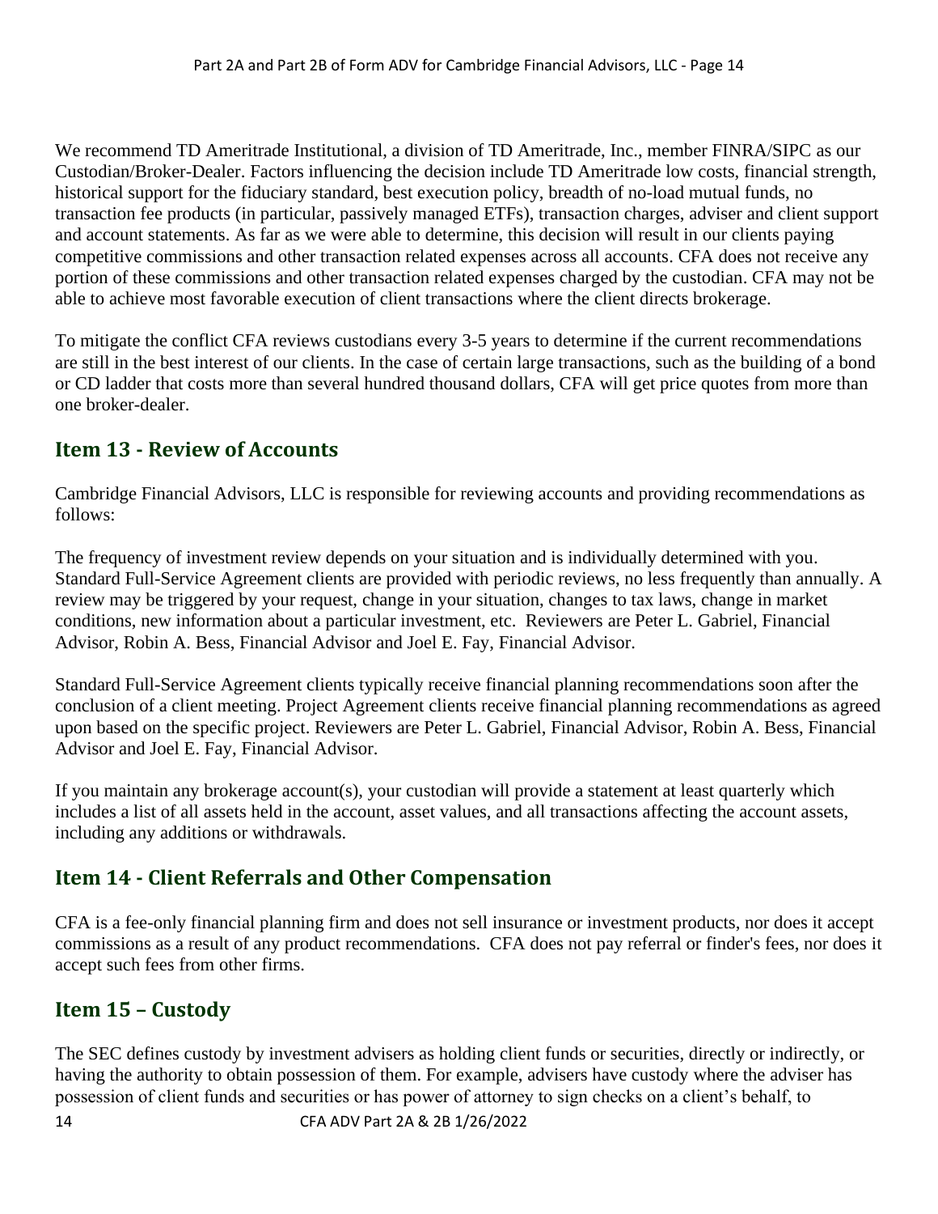We recommend TD Ameritrade Institutional, a division of TD Ameritrade, Inc., member FINRA/SIPC as our Custodian/Broker-Dealer. Factors influencing the decision include TD Ameritrade low costs, financial strength, historical support for the fiduciary standard, best execution policy, breadth of no-load mutual funds, no transaction fee products (in particular, passively managed ETFs), transaction charges, adviser and client support and account statements. As far as we were able to determine, this decision will result in our clients paying competitive commissions and other transaction related expenses across all accounts. CFA does not receive any portion of these commissions and other transaction related expenses charged by the custodian. CFA may not be able to achieve most favorable execution of client transactions where the client directs brokerage.

To mitigate the conflict CFA reviews custodians every 3-5 years to determine if the current recommendations are still in the best interest of our clients. In the case of certain large transactions, such as the building of a bond or CD ladder that costs more than several hundred thousand dollars, CFA will get price quotes from more than one broker-dealer.

## Item 13 - Review of Accounts

Cambridge Financial Advisors, LLC is responsible for reviewing accounts and providing recommendations as follows:

The frequency of investment review depends on your situation and is individually determined with you. Standard Full-Service Agreement clients are provided with periodic reviews, no less frequently than annually. A review may be triggered by your request, change in your situation, changes to tax laws, change in market conditions, new information about a particular investment, etc. Reviewers are Peter L. Gabriel, Financial Advisor, Robin A. Bess, Financial Advisor and Joel E. Fay, Financial Advisor.

Standard Full-Service Agreement clients typically receive financial planning recommendations soon after the conclusion of a client meeting. Project Agreement clients receive financial planning recommendations as agreed upon based on the specific project. Reviewers are Peter L. Gabriel, Financial Advisor, Robin A. Bess, Financial Advisor and Joel E. Fay, Financial Advisor.

If you maintain any brokerage account(s), your custodian will provide a statement at least quarterly which includes a list of all assets held in the account, asset values, and all transactions affecting the account assets, including any additions or withdrawals.

## Item 14 - Client Referrals and Other Compensation

CFA is a fee-only financial planning firm and does not sell insurance or investment products, nor does it accept commissions as a result of any product recommendations. CFA does not pay referral or finder's fees, nor does it accept such fees from other firms.

## Item 15 – Custody

The SEC defines custody by investment advisers as holding client funds or securities, directly or indirectly, or having the authority to obtain possession of them. For example, advisers have custody where the adviser has possession of client funds and securities or has power of attorney to sign checks on a client's behalf, to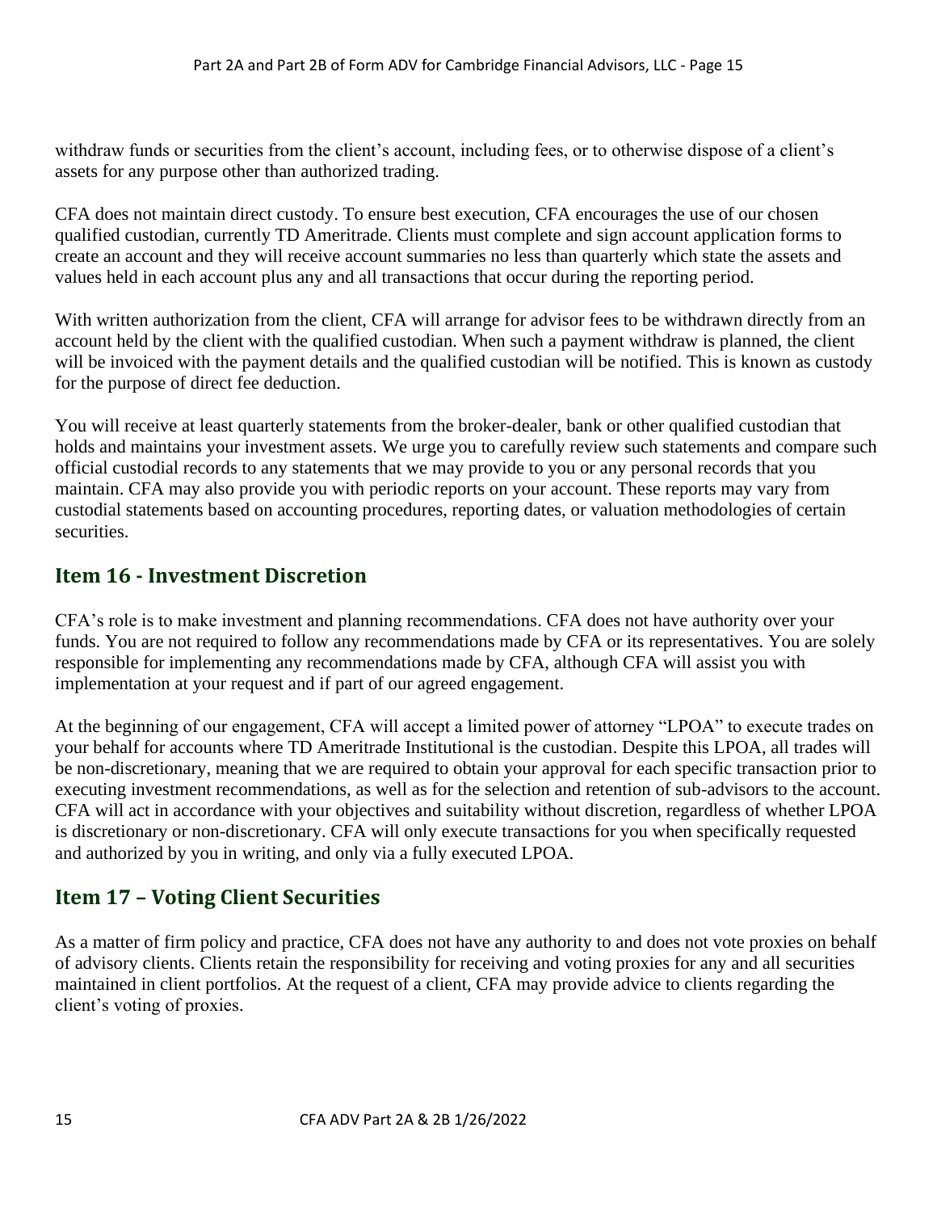withdraw funds or securities from the client's account, including fees, or to otherwise dispose of a client's assets for any purpose other than authorized trading.

CFA does not maintain direct custody. To ensure best execution, CFA encourages the use of our chosen qualified custodian, currently TD Ameritrade. Clients must complete and sign account application forms to create an account and they will receive account summaries no less than quarterly which state the assets and values held in each account plus any and all transactions that occur during the reporting period.

With written authorization from the client, CFA will arrange for advisor fees to be withdrawn directly from an account held by the client with the qualified custodian. When such a payment withdraw is planned, the client will be invoiced with the payment details and the qualified custodian will be notified. This is known as custody for the purpose of direct fee deduction.

You will receive at least quarterly statements from the broker-dealer, bank or other qualified custodian that holds and maintains your investment assets. We urge you to carefully review such statements and compare such official custodial records to any statements that we may provide to you or any personal records that you maintain. CFA may also provide you with periodic reports on your account. These reports may vary from custodial statements based on accounting procedures, reporting dates, or valuation methodologies of certain securities.

## Item 16 - Investment Discretion

CFA's role is to make investment and planning recommendations. CFA does not have authority over your funds. You are not required to follow any recommendations made by CFA or its representatives. You are solely responsible for implementing any recommendations made by CFA, although CFA will assist you with implementation at your request and if part of our agreed engagement.

At the beginning of our engagement, CFA will accept a limited power of attorney "LPOA" to execute trades on your behalf for accounts where TD Ameritrade Institutional is the custodian. Despite this LPOA, all trades will be non-discretionary, meaning that we are required to obtain your approval for each specific transaction prior to executing investment recommendations, as well as for the selection and retention of sub-advisors to the account. CFA will act in accordance with your objectives and suitability without discretion, regardless of whether LPOA is discretionary or non-discretionary. CFA will only execute transactions for you when specifically requested and authorized by you in writing, and only via a fully executed LPOA.

## Item 17 – Voting Client Securities

As a matter of firm policy and practice, CFA does not have any authority to and does not vote proxies on behalf of advisory clients. Clients retain the responsibility for receiving and voting proxies for any and all securities maintained in client portfolios. At the request of a client, CFA may provide advice to clients regarding the client's voting of proxies.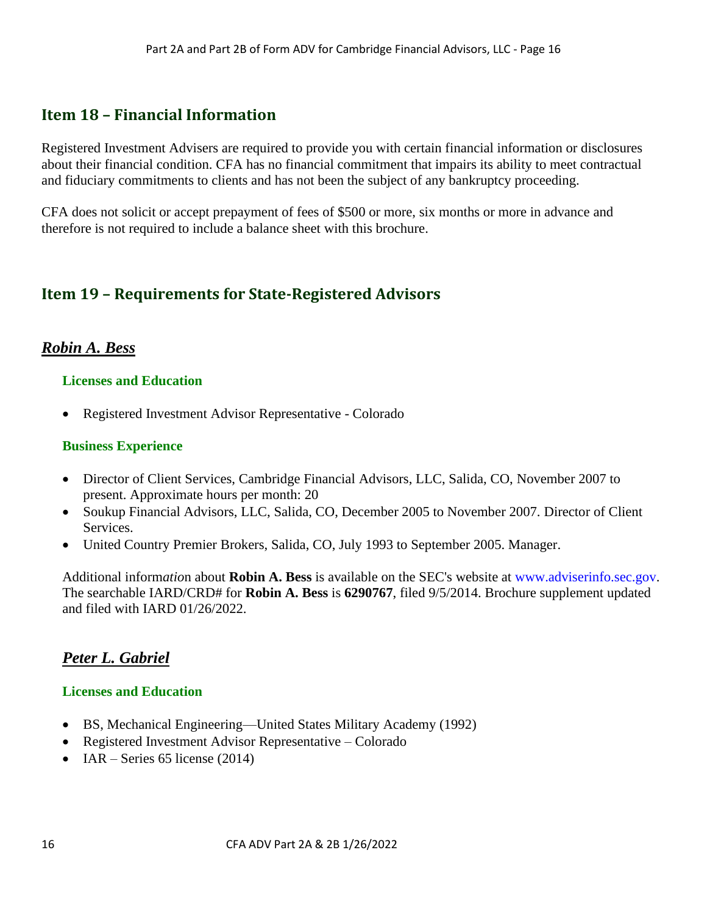## Item 18 – Financial Information

Registered Investment Advisers are required to provide you with certain financial information or disclosures about their financial condition. CFA has no financial commitment that impairs its ability to meet contractual and fiduciary commitments to clients and has not been the subject of any bankruptcy proceeding.

CFA does not solicit or accept prepayment of fees of $500 or more, six months or more in advance and therefore is not required to include a balance sheet with this brochure.

## Item 19 – Requirements for State-Registered Advisors

### ***Robin A. Bess***

#### Licenses and Education

- Registered Investment Advisor Representative - Colorado

#### Business Experience

- Director of Client Services, Cambridge Financial Advisors, LLC, Salida, CO, November 2007 to present. Approximate hours per month: 20
- Soukup Financial Advisors, LLC, Salida, CO, December 2005 to November 2007. Director of Client Services.
- United Country Premier Brokers, Salida, CO, July 1993 to September 2005. Manager.

Additional information about **Robin A. Bess** is available on the SEC's website at www.adviserinfo.sec.gov. The searchable IARD/CRD# for **Robin A. Bess** is **6290767**, filed 9/5/2014. Brochure supplement updated and filed with IARD 01/26/2022.

### ***Peter L. Gabriel***

#### Licenses and Education

- BS, Mechanical Engineering—United States Military Academy (1992)
- Registered Investment Advisor Representative – Colorado
- IAR – Series 65 license (2014)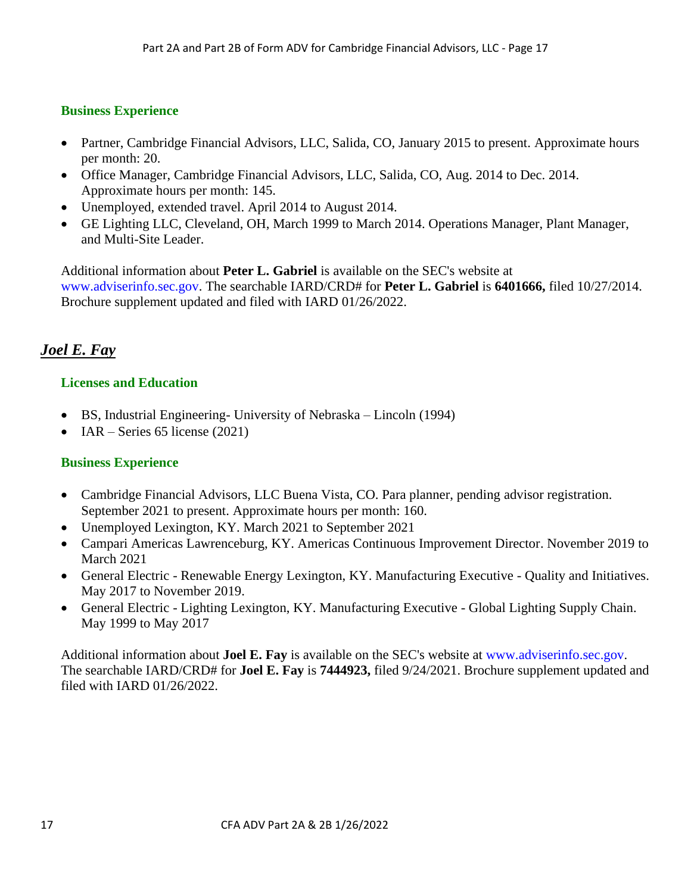### Business Experience

- Partner, Cambridge Financial Advisors, LLC, Salida, CO, January 2015 to present. Approximate hours per month: 20.
- Office Manager, Cambridge Financial Advisors, LLC, Salida, CO, Aug. 2014 to Dec. 2014. Approximate hours per month: 145.
- Unemployed, extended travel. April 2014 to August 2014.
- GE Lighting LLC, Cleveland, OH, March 1999 to March 2014. Operations Manager, Plant Manager, and Multi-Site Leader.

Additional information about **Peter L. Gabriel** is available on the SEC's website at www.adviserinfo.sec.gov. The searchable IARD/CRD# for **Peter L. Gabriel** is **6401666,** filed 10/27/2014. Brochure supplement updated and filed with IARD 01/26/2022.

## *Joel E. Fay*

### Licenses and Education

- BS, Industrial Engineering- University of Nebraska – Lincoln (1994)
- IAR – Series 65 license (2021)

### Business Experience

- Cambridge Financial Advisors, LLC Buena Vista, CO. Para planner, pending advisor registration. September 2021 to present. Approximate hours per month: 160.
- Unemployed Lexington, KY. March 2021 to September 2021
- Campari Americas Lawrenceburg, KY. Americas Continuous Improvement Director. November 2019 to March 2021
- General Electric - Renewable Energy Lexington, KY. Manufacturing Executive - Quality and Initiatives. May 2017 to November 2019.
- General Electric - Lighting Lexington, KY. Manufacturing Executive - Global Lighting Supply Chain. May 1999 to May 2017

Additional information about **Joel E. Fay** is available on the SEC's website at www.adviserinfo.sec.gov. The searchable IARD/CRD# for **Joel E. Fay** is **7444923,** filed 9/24/2021. Brochure supplement updated and filed with IARD 01/26/2022.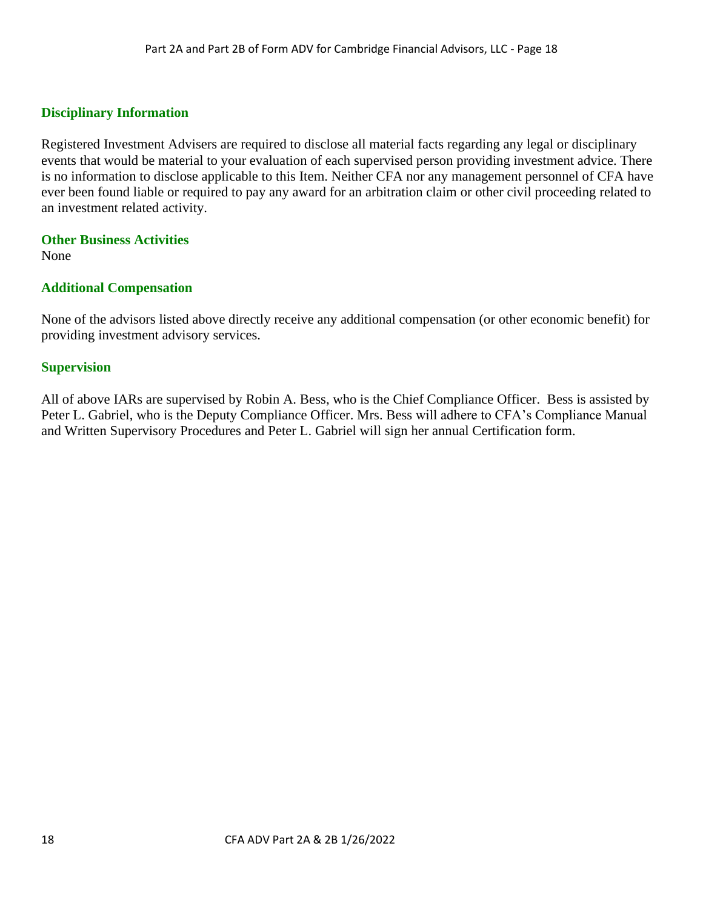### Disciplinary Information

Registered Investment Advisers are required to disclose all material facts regarding any legal or disciplinary events that would be material to your evaluation of each supervised person providing investment advice. There is no information to disclose applicable to this Item. Neither CFA nor any management personnel of CFA have ever been found liable or required to pay any award for an arbitration claim or other civil proceeding related to an investment related activity.

### Other Business Activities

None

### Additional Compensation

None of the advisors listed above directly receive any additional compensation (or other economic benefit) for providing investment advisory services.

### Supervision

All of above IARs are supervised by Robin A. Bess, who is the Chief Compliance Officer. Bess is assisted by Peter L. Gabriel, who is the Deputy Compliance Officer. Mrs. Bess will adhere to CFA's Compliance Manual and Written Supervisory Procedures and Peter L. Gabriel will sign her annual Certification form.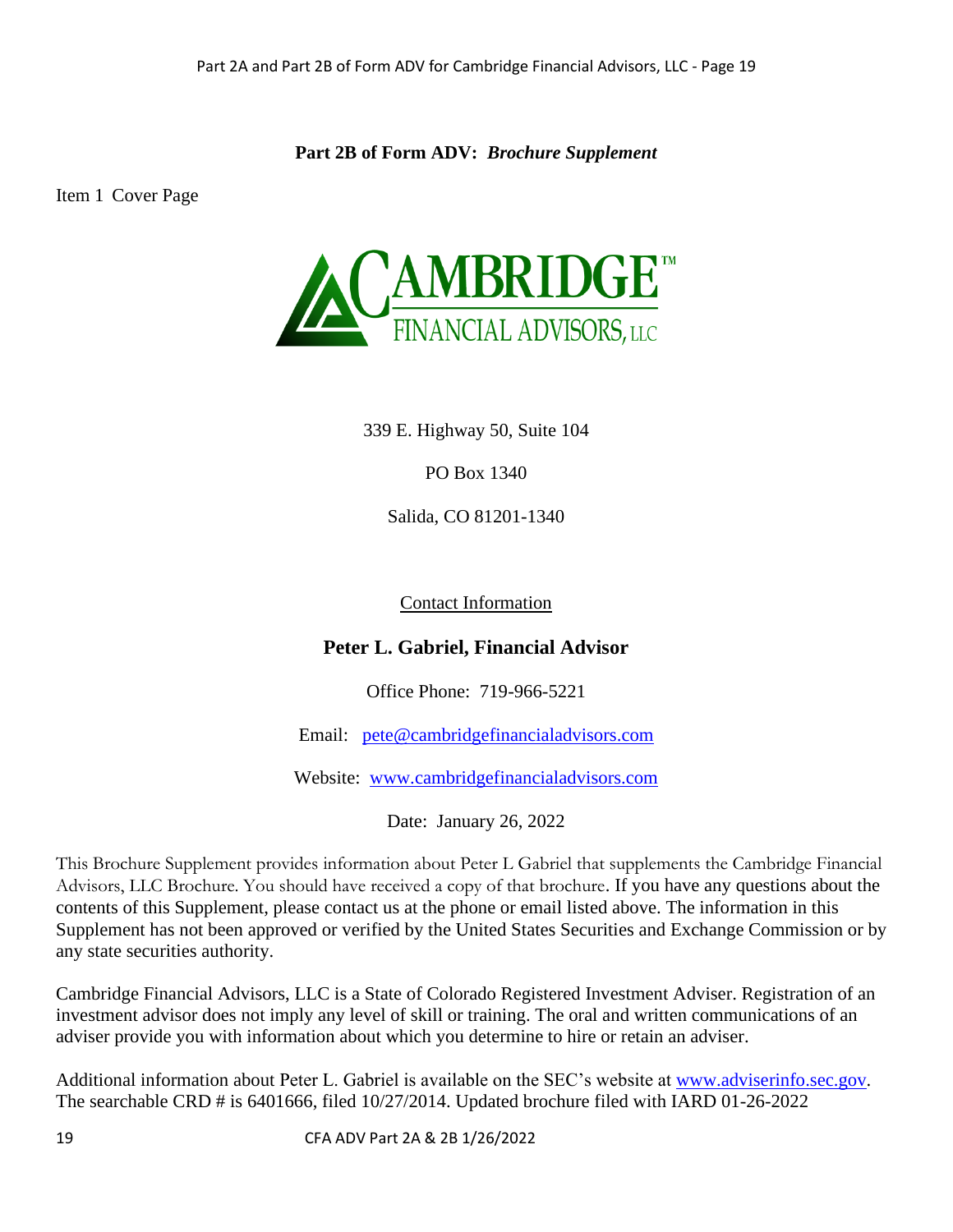**Part 2B of Form ADV:** ***Brochure Supplement***

Item 1 Cover Page

CAMBRIDGE™
FINANCIAL ADVISORS, LLC

339 E. Highway 50, Suite 104

PO Box 1340

Salida, CO 81201-1340

Contact Information

**Peter L. Gabriel, Financial Advisor**

Office Phone: 719-966-5221

Email: pete@cambridgefinancialadvisors.com

Website: www.cambridgefinancialadvisors.com

Date: January 26, 2022

This Brochure Supplement provides information about Peter L Gabriel that supplements the Cambridge Financial Advisors, LLC Brochure. You should have received a copy of that brochure. If you have any questions about the contents of this Supplement, please contact us at the phone or email listed above. The information in this Supplement has not been approved or verified by the United States Securities and Exchange Commission or by any state securities authority.

Cambridge Financial Advisors, LLC is a State of Colorado Registered Investment Adviser. Registration of an investment advisor does not imply any level of skill or training. The oral and written communications of an adviser provide you with information about which you determine to hire or retain an adviser.

Additional information about Peter L. Gabriel is available on the SEC's website at www.adviserinfo.sec.gov. The searchable CRD # is 6401666, filed 10/27/2014. Updated brochure filed with IARD 01-26-2022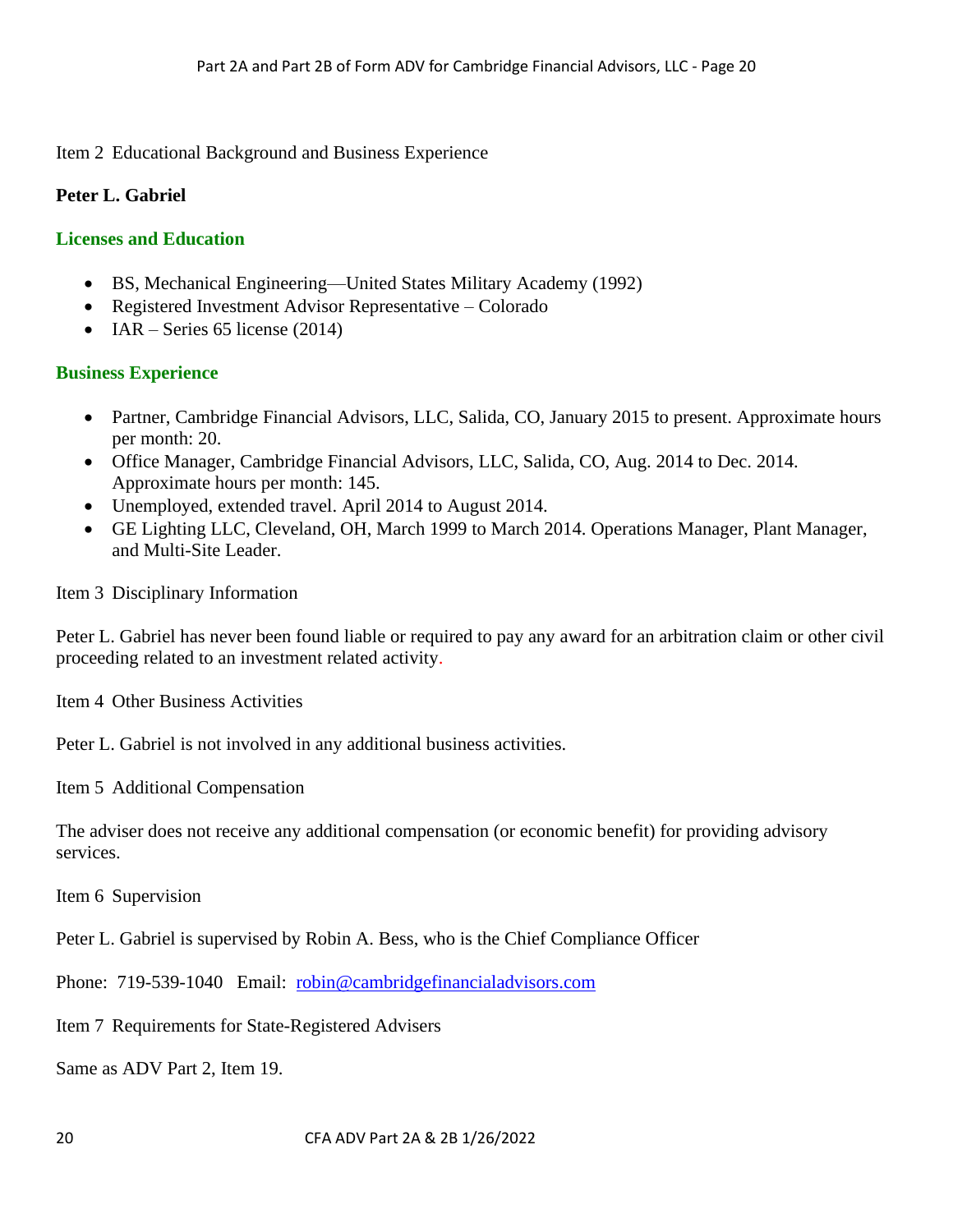Item 2 Educational Background and Business Experience

**Peter L. Gabriel**

### Licenses and Education

- BS, Mechanical Engineering—United States Military Academy (1992)
- Registered Investment Advisor Representative – Colorado
- IAR – Series 65 license (2014)

### Business Experience

- Partner, Cambridge Financial Advisors, LLC, Salida, CO, January 2015 to present. Approximate hours per month: 20.
- Office Manager, Cambridge Financial Advisors, LLC, Salida, CO, Aug. 2014 to Dec. 2014. Approximate hours per month: 145.
- Unemployed, extended travel. April 2014 to August 2014.
- GE Lighting LLC, Cleveland, OH, March 1999 to March 2014. Operations Manager, Plant Manager, and Multi-Site Leader.

Item 3 Disciplinary Information

Peter L. Gabriel has never been found liable or required to pay any award for an arbitration claim or other civil proceeding related to an investment related activity.

Item 4 Other Business Activities

Peter L. Gabriel is not involved in any additional business activities.

Item 5 Additional Compensation

The adviser does not receive any additional compensation (or economic benefit) for providing advisory services.

Item 6 Supervision

Peter L. Gabriel is supervised by Robin A. Bess, who is the Chief Compliance Officer

Phone: 719-539-1040 Email: robin@cambridgefinancialadvisors.com

Item 7 Requirements for State-Registered Advisers

Same as ADV Part 2, Item 19.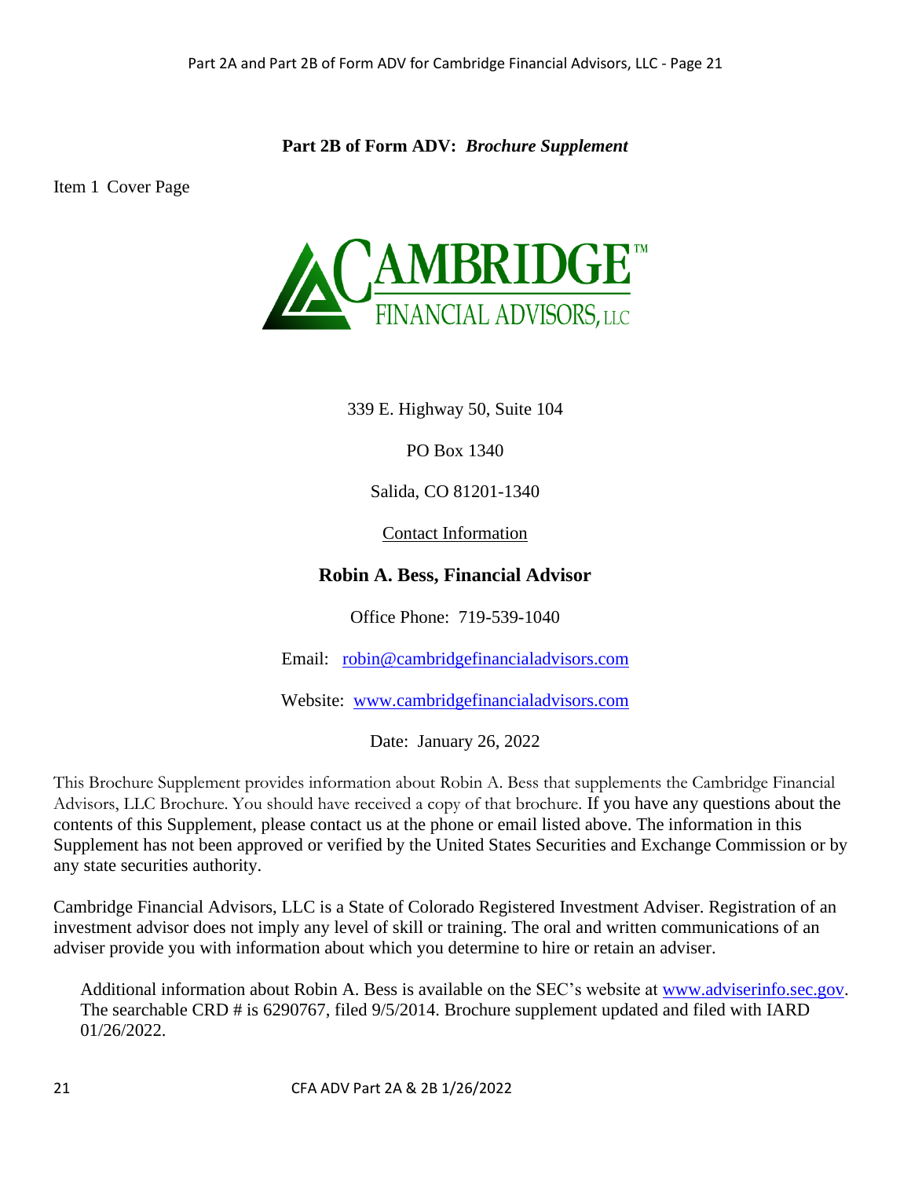## Part 2B of Form ADV: *Brochure Supplement*

Item 1 Cover Page

CAMBRIDGE™
FINANCIAL ADVISORS, LLC

339 E. Highway 50, Suite 104

PO Box 1340

Salida, CO 81201-1340

Contact Information

### Robin A. Bess, Financial Advisor

Office Phone: 719-539-1040

Email: robin@cambridgefinancialadvisors.com

Website: www.cambridgefinancialadvisors.com

Date: January 26, 2022

This Brochure Supplement provides information about Robin A. Bess that supplements the Cambridge Financial Advisors, LLC Brochure. You should have received a copy of that brochure. If you have any questions about the contents of this Supplement, please contact us at the phone or email listed above. The information in this Supplement has not been approved or verified by the United States Securities and Exchange Commission or by any state securities authority.

Cambridge Financial Advisors, LLC is a State of Colorado Registered Investment Adviser. Registration of an investment advisor does not imply any level of skill or training. The oral and written communications of an adviser provide you with information about which you determine to hire or retain an adviser.

Additional information about Robin A. Bess is available on the SEC's website at www.adviserinfo.sec.gov. The searchable CRD # is 6290767, filed 9/5/2014. Brochure supplement updated and filed with IARD 01/26/2022.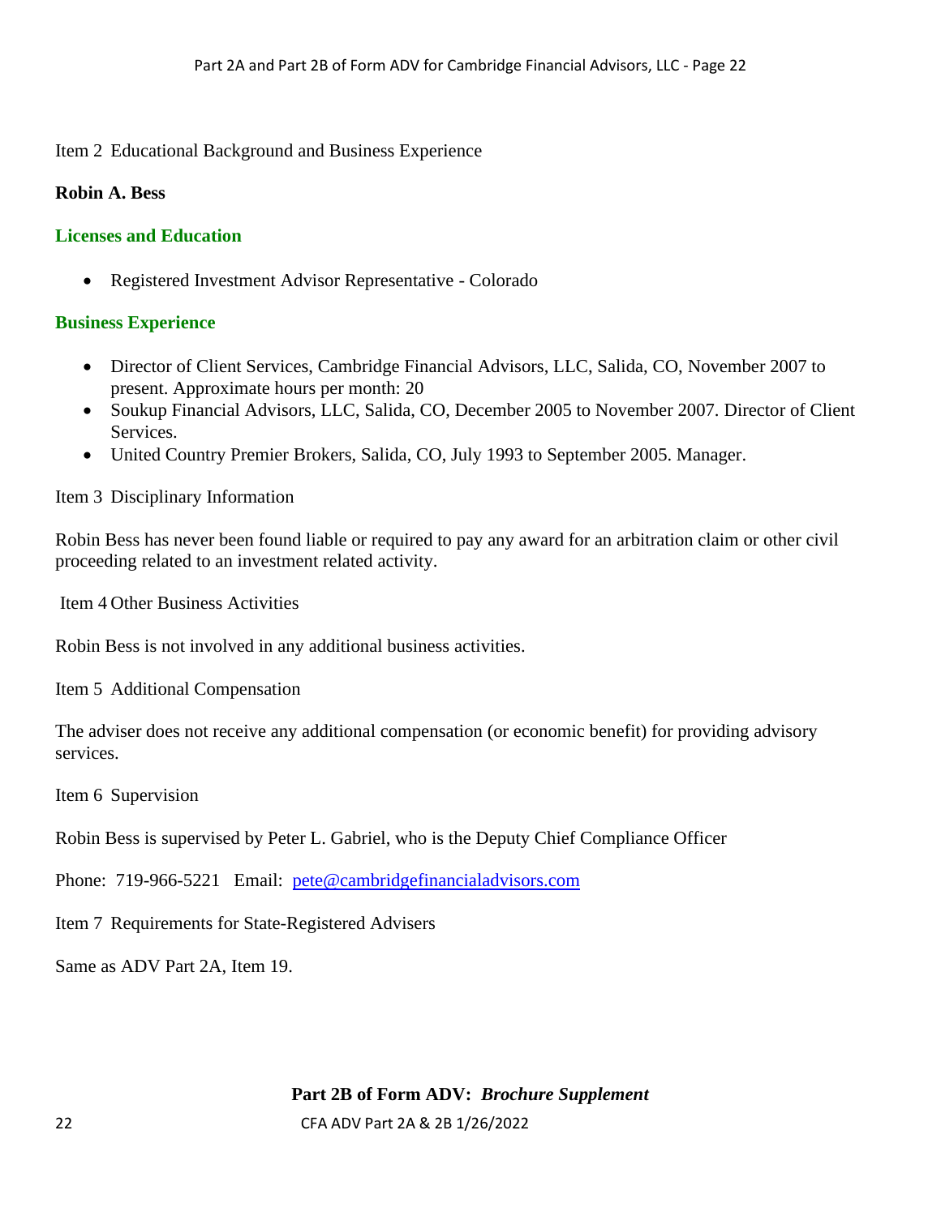Item 2 Educational Background and Business Experience

**Robin A. Bess**

### Licenses and Education

- Registered Investment Advisor Representative - Colorado

### Business Experience

- Director of Client Services, Cambridge Financial Advisors, LLC, Salida, CO, November 2007 to present. Approximate hours per month: 20
- Soukup Financial Advisors, LLC, Salida, CO, December 2005 to November 2007. Director of Client Services.
- United Country Premier Brokers, Salida, CO, July 1993 to September 2005. Manager.

Item 3 Disciplinary Information

Robin Bess has never been found liable or required to pay any award for an arbitration claim or other civil proceeding related to an investment related activity.

Item 4 Other Business Activities

Robin Bess is not involved in any additional business activities.

Item 5 Additional Compensation

The adviser does not receive any additional compensation (or economic benefit) for providing advisory services.

Item 6 Supervision

Robin Bess is supervised by Peter L. Gabriel, who is the Deputy Chief Compliance Officer

Phone: 719-966-5221 Email: pete@cambridgefinancialadvisors.com

Item 7 Requirements for State-Registered Advisers

Same as ADV Part 2A, Item 19.

**Part 2B of Form ADV:** ***Brochure Supplement***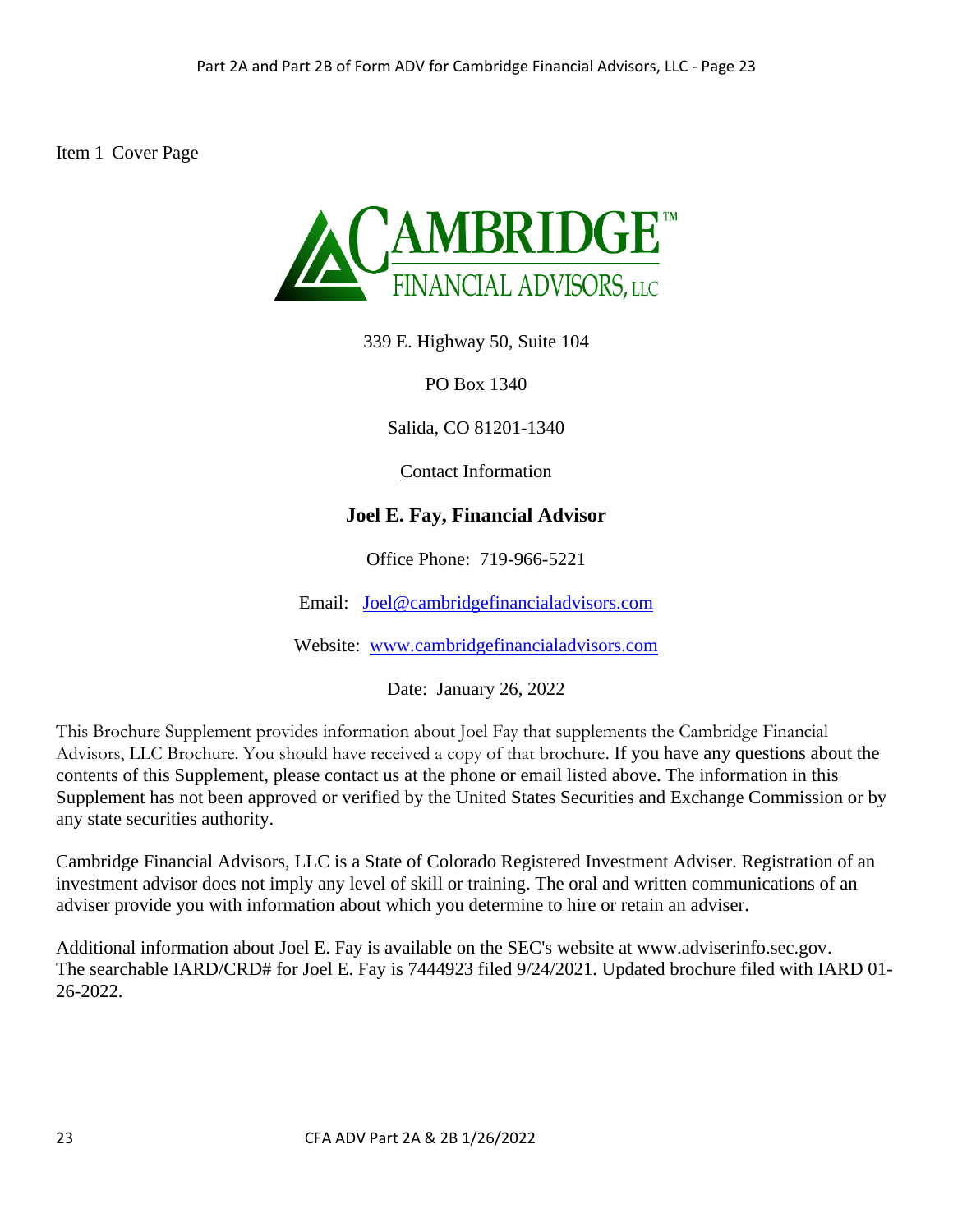Item 1 Cover Page

CAMBRIDGE™
FINANCIAL ADVISORS, LLC

339 E. Highway 50, Suite 104

PO Box 1340

Salida, CO 81201-1340

Contact Information

**Joel E. Fay, Financial Advisor**

Office Phone: 719-966-5221

Email: [Joel@cambridgefinancialadvisors.com](mailto:Joel@cambridgefinancialadvisors.com)

Website: [www.cambridgefinancialadvisors.com](http://www.cambridgefinancialadvisors.com)

Date: January 26, 2022

This Brochure Supplement provides information about Joel Fay that supplements the Cambridge Financial Advisors, LLC Brochure. You should have received a copy of that brochure. If you have any questions about the contents of this Supplement, please contact us at the phone or email listed above. The information in this Supplement has not been approved or verified by the United States Securities and Exchange Commission or by any state securities authority.

Cambridge Financial Advisors, LLC is a State of Colorado Registered Investment Adviser. Registration of an investment advisor does not imply any level of skill or training. The oral and written communications of an adviser provide you with information about which you determine to hire or retain an adviser.

Additional information about Joel E. Fay is available on the SEC's website at www.adviserinfo.sec.gov. The searchable IARD/CRD# for Joel E. Fay is 7444923 filed 9/24/2021. Updated brochure filed with IARD 01-26-2022.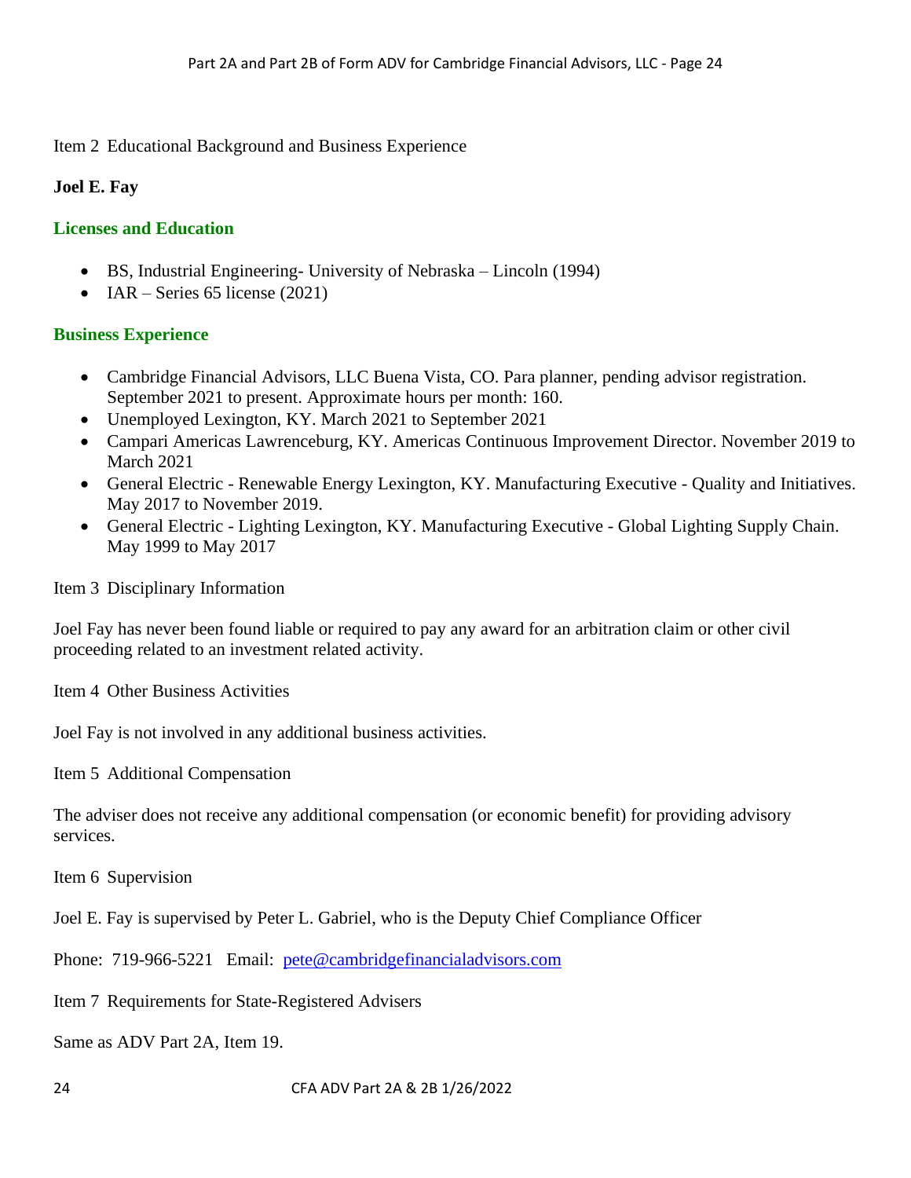Item 2 Educational Background and Business Experience

**Joel E. Fay**

### Licenses and Education

- BS, Industrial Engineering- University of Nebraska – Lincoln (1994)
- IAR – Series 65 license (2021)

### Business Experience

- Cambridge Financial Advisors, LLC Buena Vista, CO. Para planner, pending advisor registration. September 2021 to present. Approximate hours per month: 160.
- Unemployed Lexington, KY. March 2021 to September 2021
- Campari Americas Lawrenceburg, KY. Americas Continuous Improvement Director. November 2019 to March 2021
- General Electric - Renewable Energy Lexington, KY. Manufacturing Executive - Quality and Initiatives. May 2017 to November 2019.
- General Electric - Lighting Lexington, KY. Manufacturing Executive - Global Lighting Supply Chain. May 1999 to May 2017

Item 3 Disciplinary Information

Joel Fay has never been found liable or required to pay any award for an arbitration claim or other civil proceeding related to an investment related activity.

Item 4 Other Business Activities

Joel Fay is not involved in any additional business activities.

Item 5 Additional Compensation

The adviser does not receive any additional compensation (or economic benefit) for providing advisory services.

Item 6 Supervision

Joel E. Fay is supervised by Peter L. Gabriel, who is the Deputy Chief Compliance Officer

Phone: 719-966-5221 Email: pete@cambridgefinancialadvisors.com

Item 7 Requirements for State-Registered Advisers

Same as ADV Part 2A, Item 19.